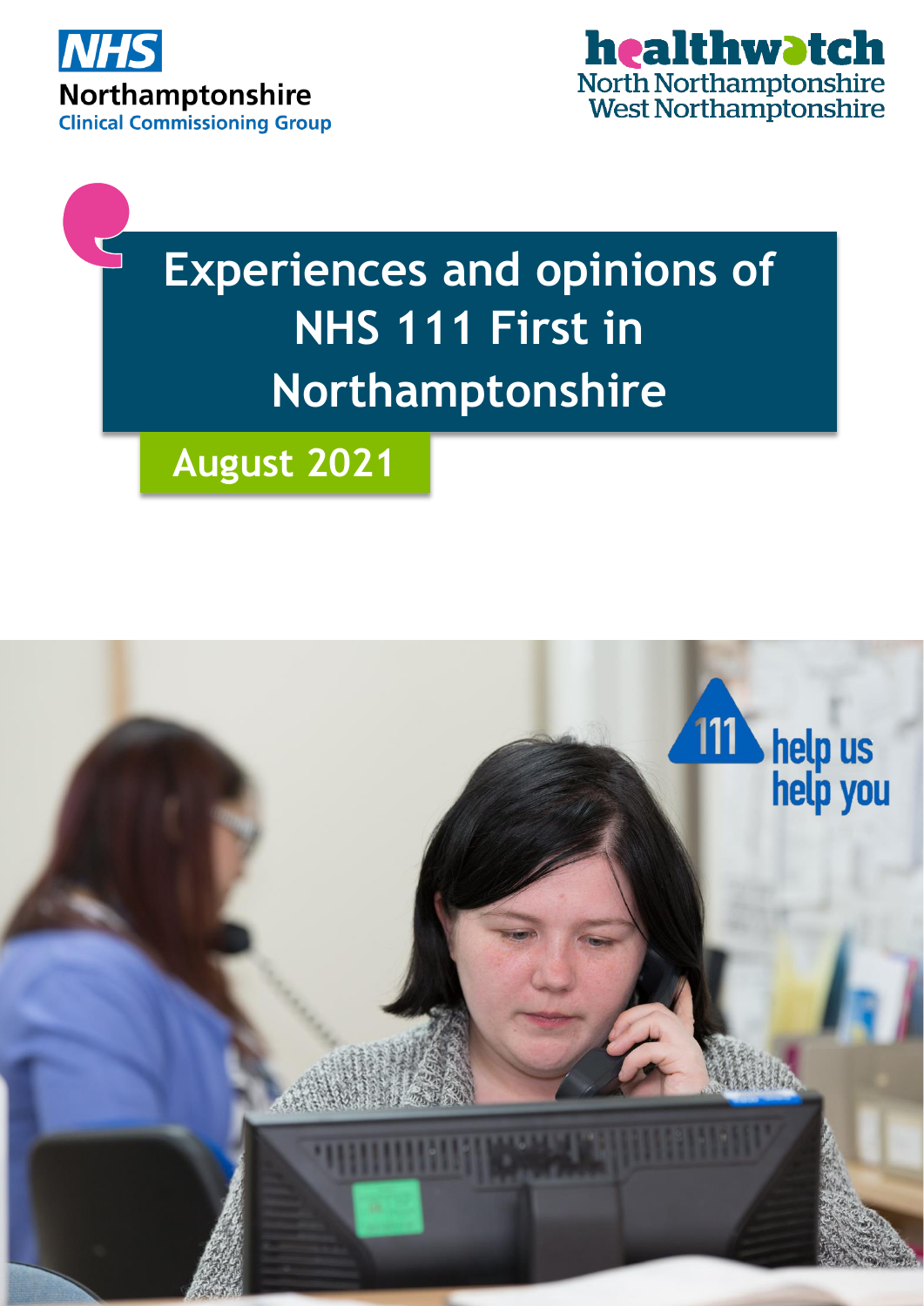NHS Northamptonshire Clinical Commissioning Group

healthwatch North Northamptonshire West Northamptonshire

# Experiences and opinions of NHS 111 First in Northamptonshire

**August 2021**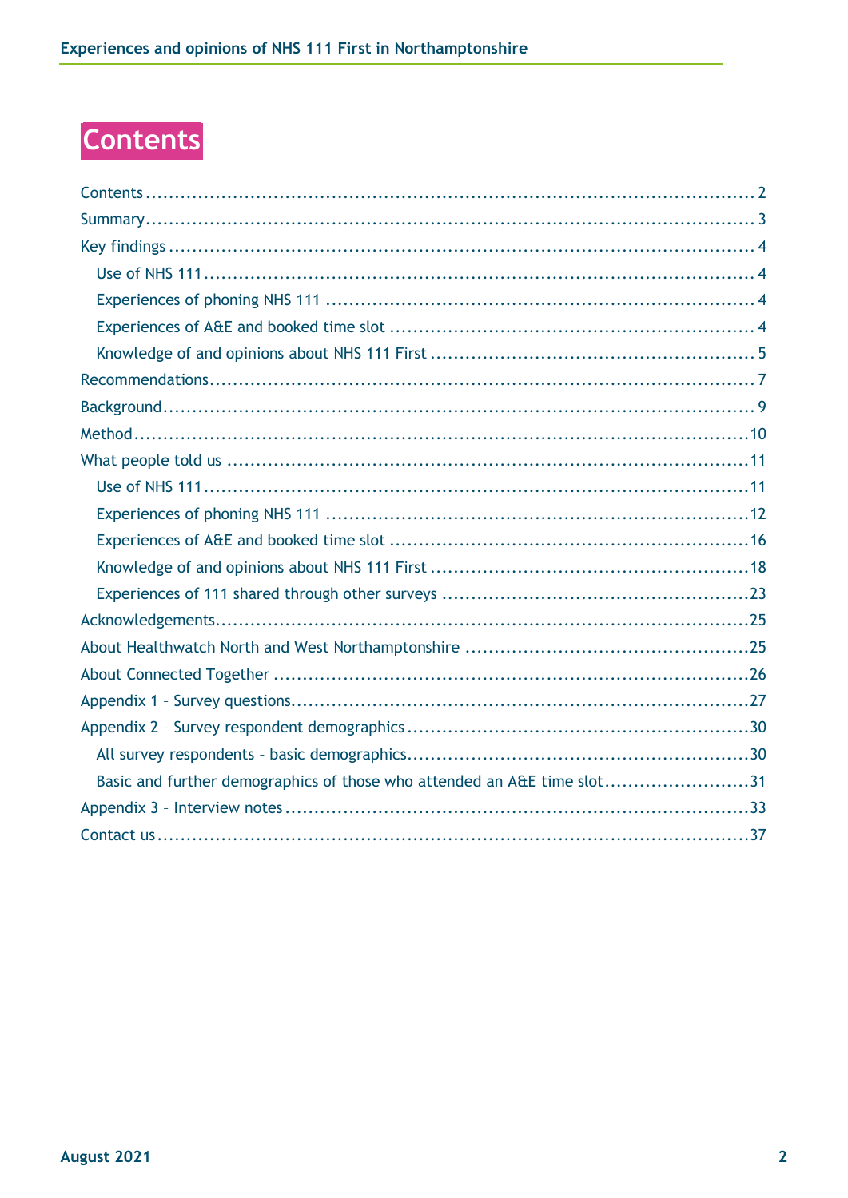# Contents

- Contents ... 2
- Summary ... 3
- Key findings ... 4
  - Use of NHS 111 ... 4
  - Experiences of phoning NHS 111 ... 4
  - Experiences of A&E and booked time slot ... 4
  - Knowledge of and opinions about NHS 111 First ... 5
- Recommendations ... 7
- Background ... 9
- Method ... 10
- What people told us ... 11
  - Use of NHS 111 ... 11
  - Experiences of phoning NHS 111 ... 12
  - Experiences of A&E and booked time slot ... 16
  - Knowledge of and opinions about NHS 111 First ... 18
  - Experiences of 111 shared through other surveys ... 23
- Acknowledgements ... 25
- About Healthwatch North and West Northamptonshire ... 25
- About Connected Together ... 26
- Appendix 1 – Survey questions ... 27
- Appendix 2 – Survey respondent demographics ... 30
  - All survey respondents – basic demographics ... 30
  - Basic and further demographics of those who attended an A&E time slot ... 31
- Appendix 3 – Interview notes ... 33
- Contact us ... 37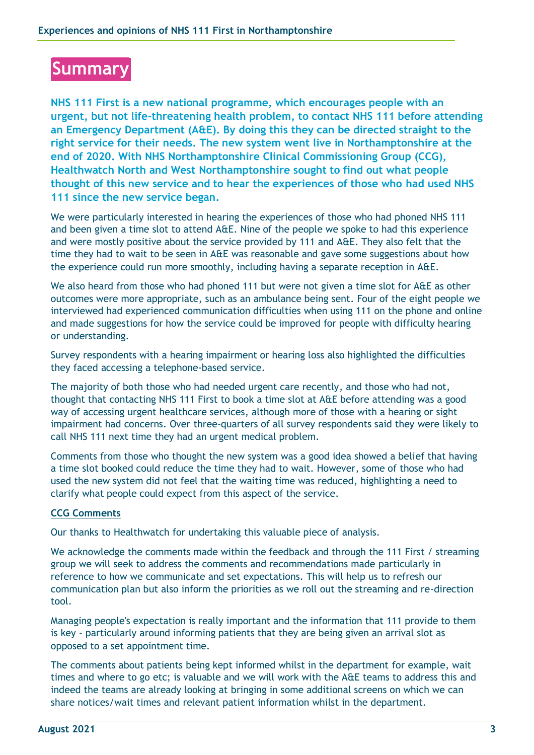# Summary

**NHS 111 First is a new national programme, which encourages people with an urgent, but not life-threatening health problem, to contact NHS 111 before attending an Emergency Department (A&E). By doing this they can be directed straight to the right service for their needs. The new system went live in Northamptonshire at the end of 2020. With NHS Northamptonshire Clinical Commissioning Group (CCG), Healthwatch North and West Northamptonshire sought to find out what people thought of this new service and to hear the experiences of those who had used NHS 111 since the new service began.**

We were particularly interested in hearing the experiences of those who had phoned NHS 111 and been given a time slot to attend A&E. Nine of the people we spoke to had this experience and were mostly positive about the service provided by 111 and A&E. They also felt that the time they had to wait to be seen in A&E was reasonable and gave some suggestions about how the experience could run more smoothly, including having a separate reception in A&E.

We also heard from those who had phoned 111 but were not given a time slot for A&E as other outcomes were more appropriate, such as an ambulance being sent. Four of the eight people we interviewed had experienced communication difficulties when using 111 on the phone and online and made suggestions for how the service could be improved for people with difficulty hearing or understanding.

Survey respondents with a hearing impairment or hearing loss also highlighted the difficulties they faced accessing a telephone-based service.

The majority of both those who had needed urgent care recently, and those who had not, thought that contacting NHS 111 First to book a time slot at A&E before attending was a good way of accessing urgent healthcare services, although more of those with a hearing or sight impairment had concerns. Over three-quarters of all survey respondents said they were likely to call NHS 111 next time they had an urgent medical problem.

Comments from those who thought the new system was a good idea showed a belief that having a time slot booked could reduce the time they had to wait. However, some of those who had used the new system did not feel that the waiting time was reduced, highlighting a need to clarify what people could expect from this aspect of the service.

**CCG Comments**

Our thanks to Healthwatch for undertaking this valuable piece of analysis.

We acknowledge the comments made within the feedback and through the 111 First / streaming group we will seek to address the comments and recommendations made particularly in reference to how we communicate and set expectations. This will help us to refresh our communication plan but also inform the priorities as we roll out the streaming and re-direction tool.

Managing people's expectation is really important and the information that 111 provide to them is key - particularly around informing patients that they are being given an arrival slot as opposed to a set appointment time.

The comments about patients being kept informed whilst in the department for example, wait times and where to go etc; is valuable and we will work with the A&E teams to address this and indeed the teams are already looking at bringing in some additional screens on which we can share notices/wait times and relevant patient information whilst in the department.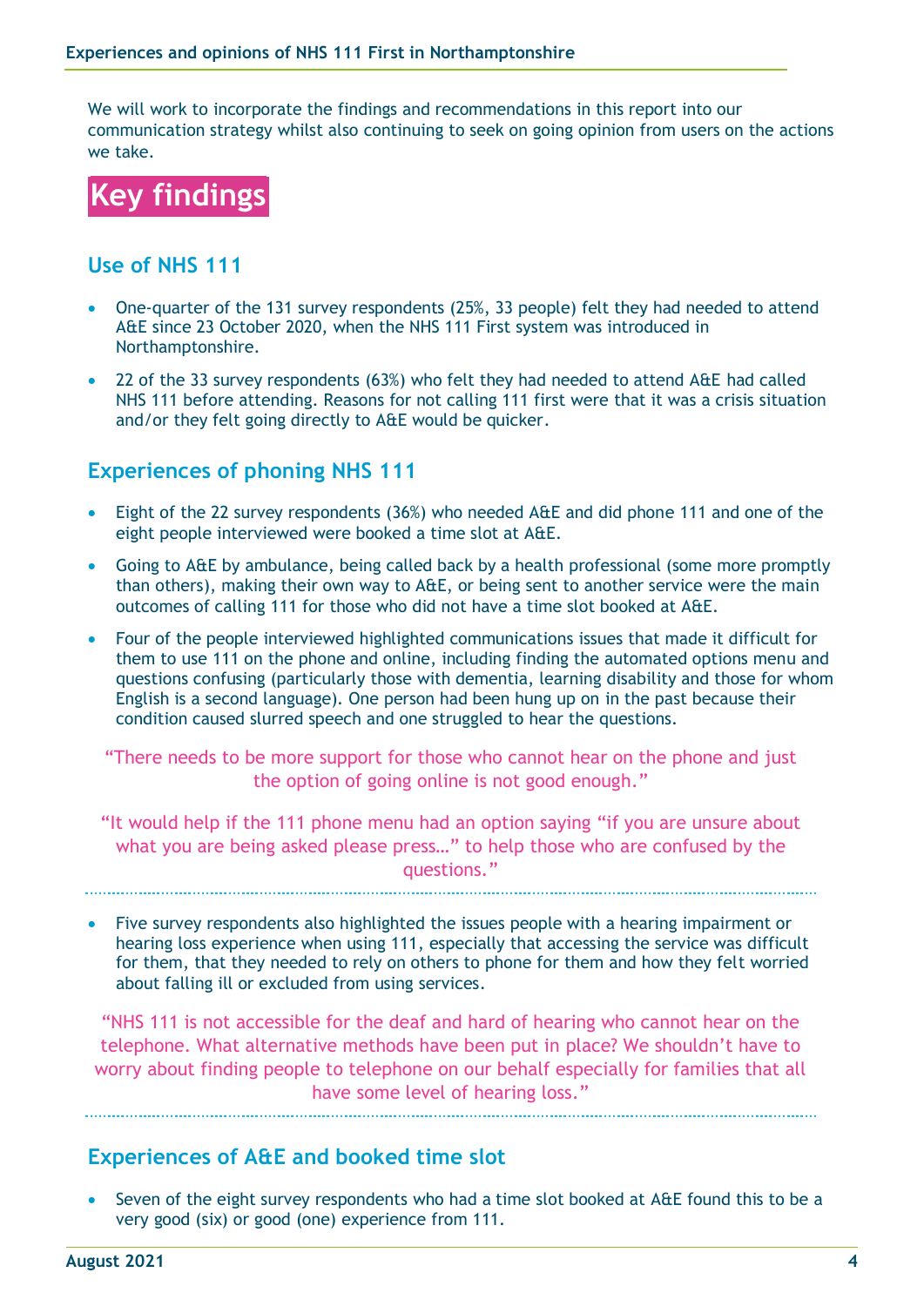We will work to incorporate the findings and recommendations in this report into our communication strategy whilst also continuing to seek on going opinion from users on the actions we take.

# Key findings

## Use of NHS 111

- One-quarter of the 131 survey respondents (25%, 33 people) felt they had needed to attend A&E since 23 October 2020, when the NHS 111 First system was introduced in Northamptonshire.
- 22 of the 33 survey respondents (63%) who felt they had needed to attend A&E had called NHS 111 before attending. Reasons for not calling 111 first were that it was a crisis situation and/or they felt going directly to A&E would be quicker.

## Experiences of phoning NHS 111

- Eight of the 22 survey respondents (36%) who needed A&E and did phone 111 and one of the eight people interviewed were booked a time slot at A&E.
- Going to A&E by ambulance, being called back by a health professional (some more promptly than others), making their own way to A&E, or being sent to another service were the main outcomes of calling 111 for those who did not have a time slot booked at A&E.
- Four of the people interviewed highlighted communications issues that made it difficult for them to use 111 on the phone and online, including finding the automated options menu and questions confusing (particularly those with dementia, learning disability and those for whom English is a second language). One person had been hung up on in the past because their condition caused slurred speech and one struggled to hear the questions.

> "There needs to be more support for those who cannot hear on the phone and just the option of going online is not good enough."

> "It would help if the 111 phone menu had an option saying "if you are unsure about what you are being asked please press…" to help those who are confused by the questions."

- Five survey respondents also highlighted the issues people with a hearing impairment or hearing loss experience when using 111, especially that accessing the service was difficult for them, that they needed to rely on others to phone for them and how they felt worried about falling ill or excluded from using services.

> "NHS 111 is not accessible for the deaf and hard of hearing who cannot hear on the telephone. What alternative methods have been put in place? We shouldn't have to worry about finding people to telephone on our behalf especially for families that all have some level of hearing loss."

## Experiences of A&E and booked time slot

- Seven of the eight survey respondents who had a time slot booked at A&E found this to be a very good (six) or good (one) experience from 111.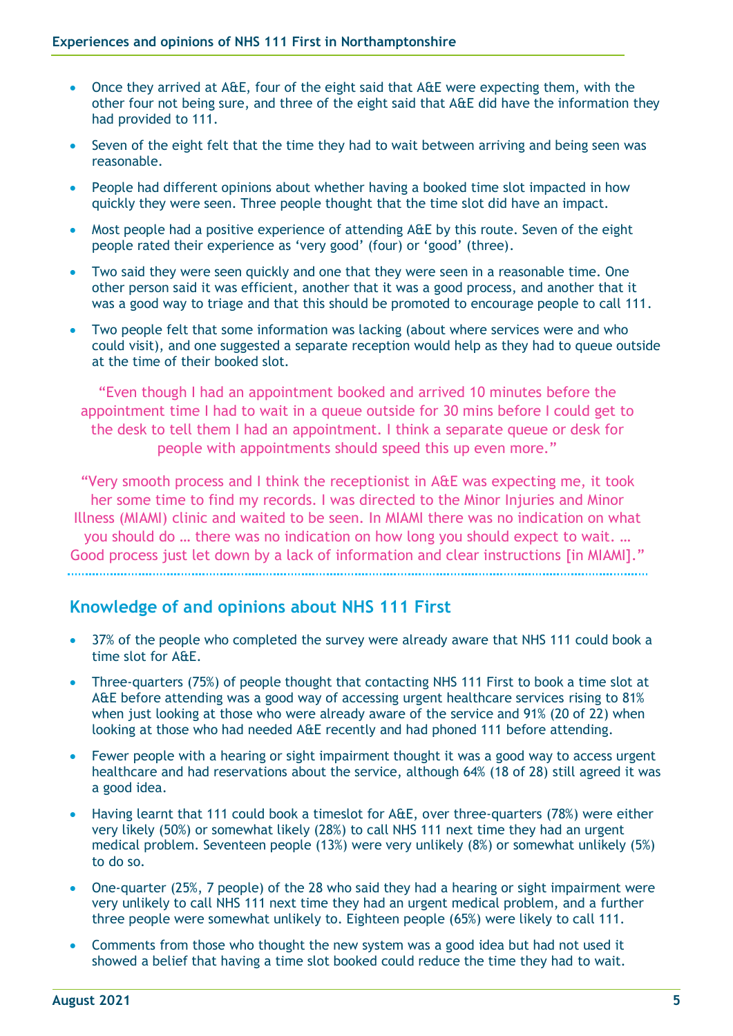- Once they arrived at A&E, four of the eight said that A&E were expecting them, with the other four not being sure, and three of the eight said that A&E did have the information they had provided to 111.
- Seven of the eight felt that the time they had to wait between arriving and being seen was reasonable.
- People had different opinions about whether having a booked time slot impacted in how quickly they were seen. Three people thought that the time slot did have an impact.
- Most people had a positive experience of attending A&E by this route. Seven of the eight people rated their experience as 'very good' (four) or 'good' (three).
- Two said they were seen quickly and one that they were seen in a reasonable time. One other person said it was efficient, another that it was a good process, and another that it was a good way to triage and that this should be promoted to encourage people to call 111.
- Two people felt that some information was lacking (about where services were and who could visit), and one suggested a separate reception would help as they had to queue outside at the time of their booked slot.

"Even though I had an appointment booked and arrived 10 minutes before the appointment time I had to wait in a queue outside for 30 mins before I could get to the desk to tell them I had an appointment. I think a separate queue or desk for people with appointments should speed this up even more."

"Very smooth process and I think the receptionist in A&E was expecting me, it took her some time to find my records. I was directed to the Minor Injuries and Minor Illness (MIAMI) clinic and waited to be seen. In MIAMI there was no indication on what you should do … there was no indication on how long you should expect to wait. … Good process just let down by a lack of information and clear instructions [in MIAMI]."

## Knowledge of and opinions about NHS 111 First

- 37% of the people who completed the survey were already aware that NHS 111 could book a time slot for A&E.
- Three-quarters (75%) of people thought that contacting NHS 111 First to book a time slot at A&E before attending was a good way of accessing urgent healthcare services rising to 81% when just looking at those who were already aware of the service and 91% (20 of 22) when looking at those who had needed A&E recently and had phoned 111 before attending.
- Fewer people with a hearing or sight impairment thought it was a good way to access urgent healthcare and had reservations about the service, although 64% (18 of 28) still agreed it was a good idea.
- Having learnt that 111 could book a timeslot for A&E, over three-quarters (78%) were either very likely (50%) or somewhat likely (28%) to call NHS 111 next time they had an urgent medical problem. Seventeen people (13%) were very unlikely (8%) or somewhat unlikely (5%) to do so.
- One-quarter (25%, 7 people) of the 28 who said they had a hearing or sight impairment were very unlikely to call NHS 111 next time they had an urgent medical problem, and a further three people were somewhat unlikely to. Eighteen people (65%) were likely to call 111.
- Comments from those who thought the new system was a good idea but had not used it showed a belief that having a time slot booked could reduce the time they had to wait.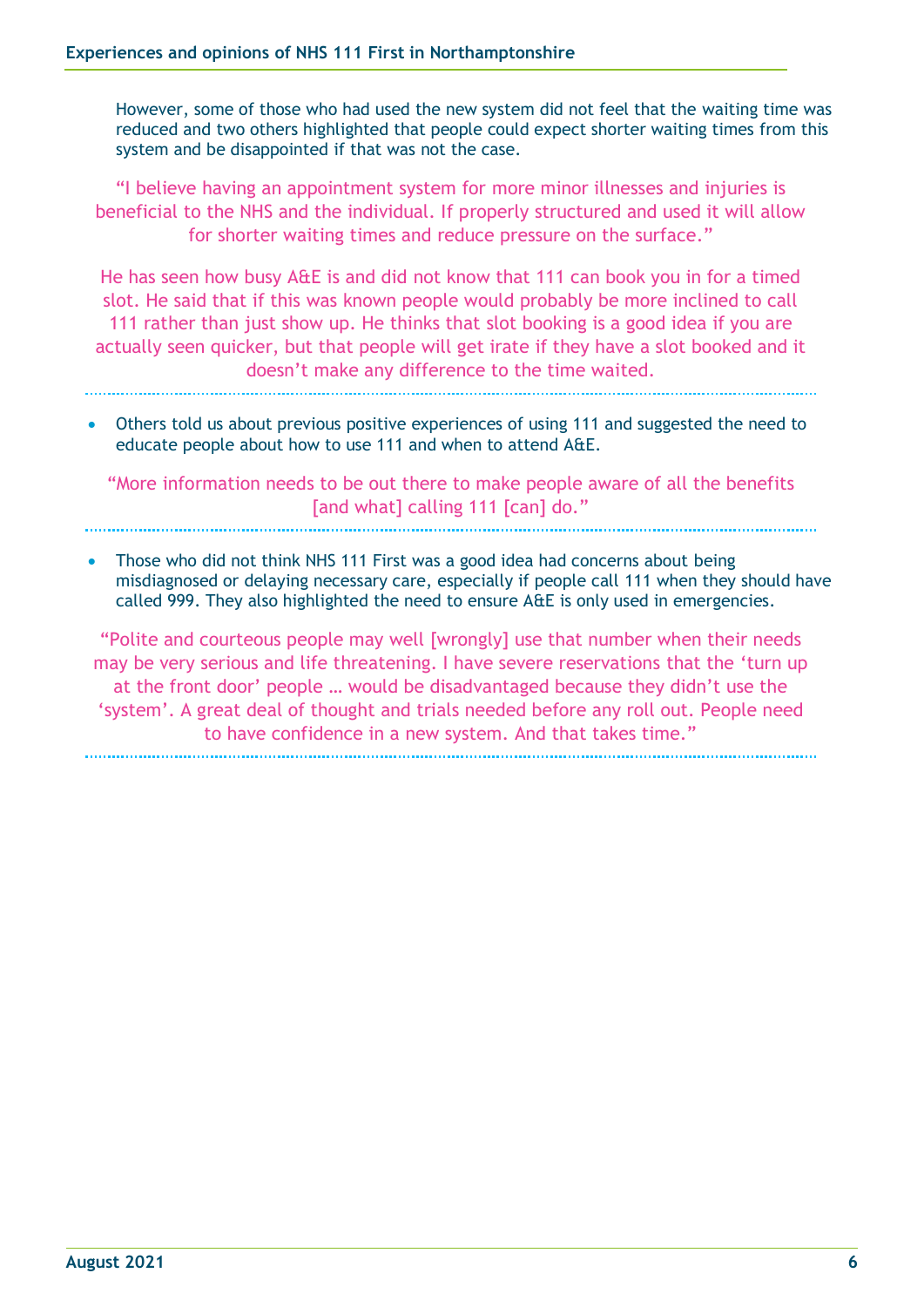However, some of those who had used the new system did not feel that the waiting time was reduced and two others highlighted that people could expect shorter waiting times from this system and be disappointed if that was not the case.

"I believe having an appointment system for more minor illnesses and injuries is beneficial to the NHS and the individual. If properly structured and used it will allow for shorter waiting times and reduce pressure on the surface."

He has seen how busy A&E is and did not know that 111 can book you in for a timed slot. He said that if this was known people would probably be more inclined to call 111 rather than just show up. He thinks that slot booking is a good idea if you are actually seen quicker, but that people will get irate if they have a slot booked and it doesn't make any difference to the time waited.

---

- Others told us about previous positive experiences of using 111 and suggested the need to educate people about how to use 111 and when to attend A&E.

"More information needs to be out there to make people aware of all the benefits [and what] calling 111 [can] do."

---

- Those who did not think NHS 111 First was a good idea had concerns about being misdiagnosed or delaying necessary care, especially if people call 111 when they should have called 999. They also highlighted the need to ensure A&E is only used in emergencies.

"Polite and courteous people may well [wrongly] use that number when their needs may be very serious and life threatening. I have severe reservations that the 'turn up at the front door' people … would be disadvantaged because they didn't use the 'system'. A great deal of thought and trials needed before any roll out. People need to have confidence in a new system. And that takes time."

---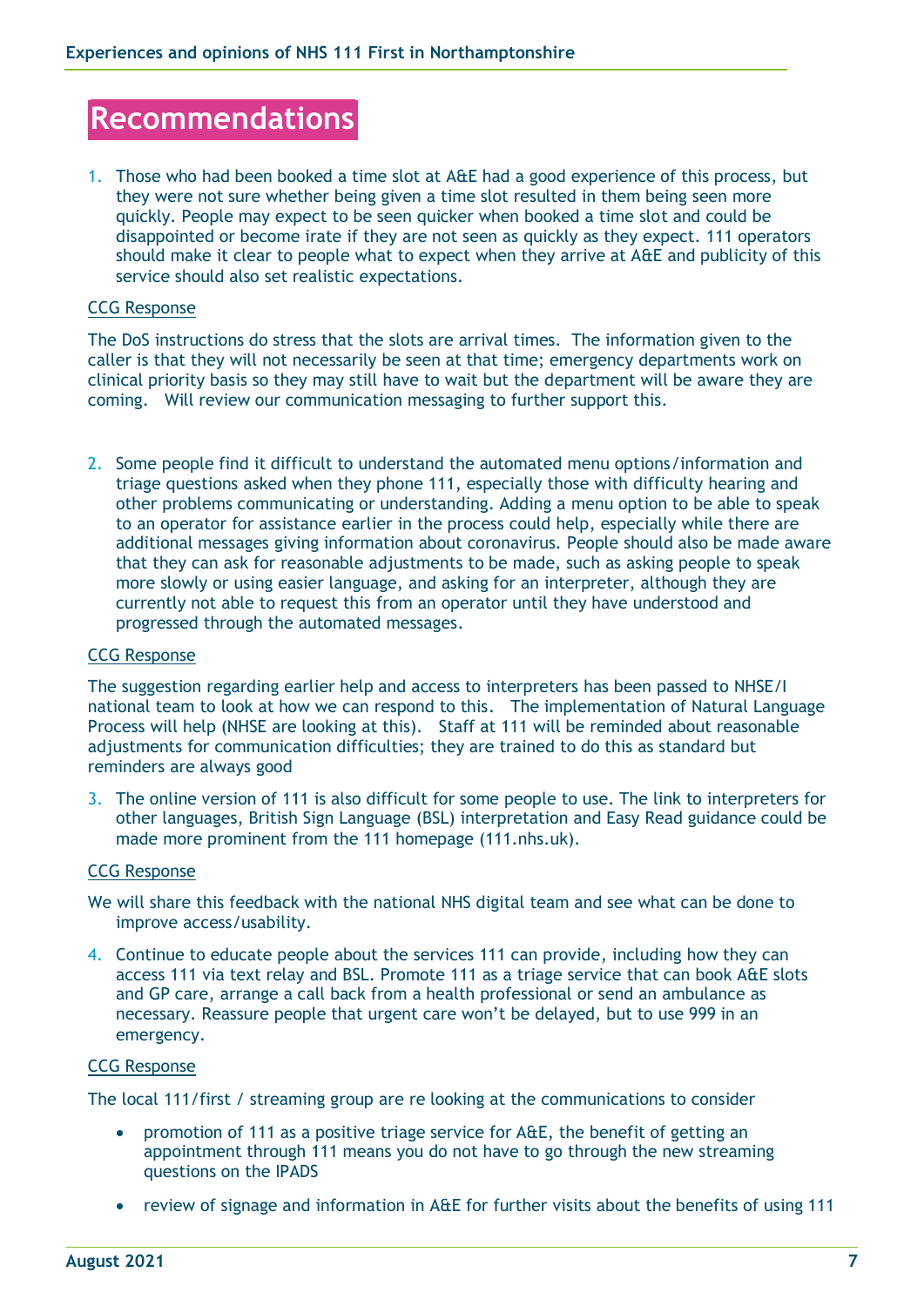# Recommendations

1. Those who had been booked a time slot at A&E had a good experience of this process, but they were not sure whether being given a time slot resulted in them being seen more quickly. People may expect to be seen quicker when booked a time slot and could be disappointed or become irate if they are not seen as quickly as they expect. 111 operators should make it clear to people what to expect when they arrive at A&E and publicity of this service should also set realistic expectations.

CCG Response

The DoS instructions do stress that the slots are arrival times. The information given to the caller is that they will not necessarily be seen at that time; emergency departments work on clinical priority basis so they may still have to wait but the department will be aware they are coming. Will review our communication messaging to further support this.

2. Some people find it difficult to understand the automated menu options/information and triage questions asked when they phone 111, especially those with difficulty hearing and other problems communicating or understanding. Adding a menu option to be able to speak to an operator for assistance earlier in the process could help, especially while there are additional messages giving information about coronavirus. People should also be made aware that they can ask for reasonable adjustments to be made, such as asking people to speak more slowly or using easier language, and asking for an interpreter, although they are currently not able to request this from an operator until they have understood and progressed through the automated messages.

CCG Response

The suggestion regarding earlier help and access to interpreters has been passed to NHSE/I national team to look at how we can respond to this. The implementation of Natural Language Process will help (NHSE are looking at this). Staff at 111 will be reminded about reasonable adjustments for communication difficulties; they are trained to do this as standard but reminders are always good

3. The online version of 111 is also difficult for some people to use. The link to interpreters for other languages, British Sign Language (BSL) interpretation and Easy Read guidance could be made more prominent from the 111 homepage (111.nhs.uk).

CCG Response

We will share this feedback with the national NHS digital team and see what can be done to improve access/usability.

4. Continue to educate people about the services 111 can provide, including how they can access 111 via text relay and BSL. Promote 111 as a triage service that can book A&E slots and GP care, arrange a call back from a health professional or send an ambulance as necessary. Reassure people that urgent care won't be delayed, but to use 999 in an emergency.

CCG Response

The local 111/first / streaming group are re looking at the communications to consider

- promotion of 111 as a positive triage service for A&E, the benefit of getting an appointment through 111 means you do not have to go through the new streaming questions on the IPADS
- review of signage and information in A&E for further visits about the benefits of using 111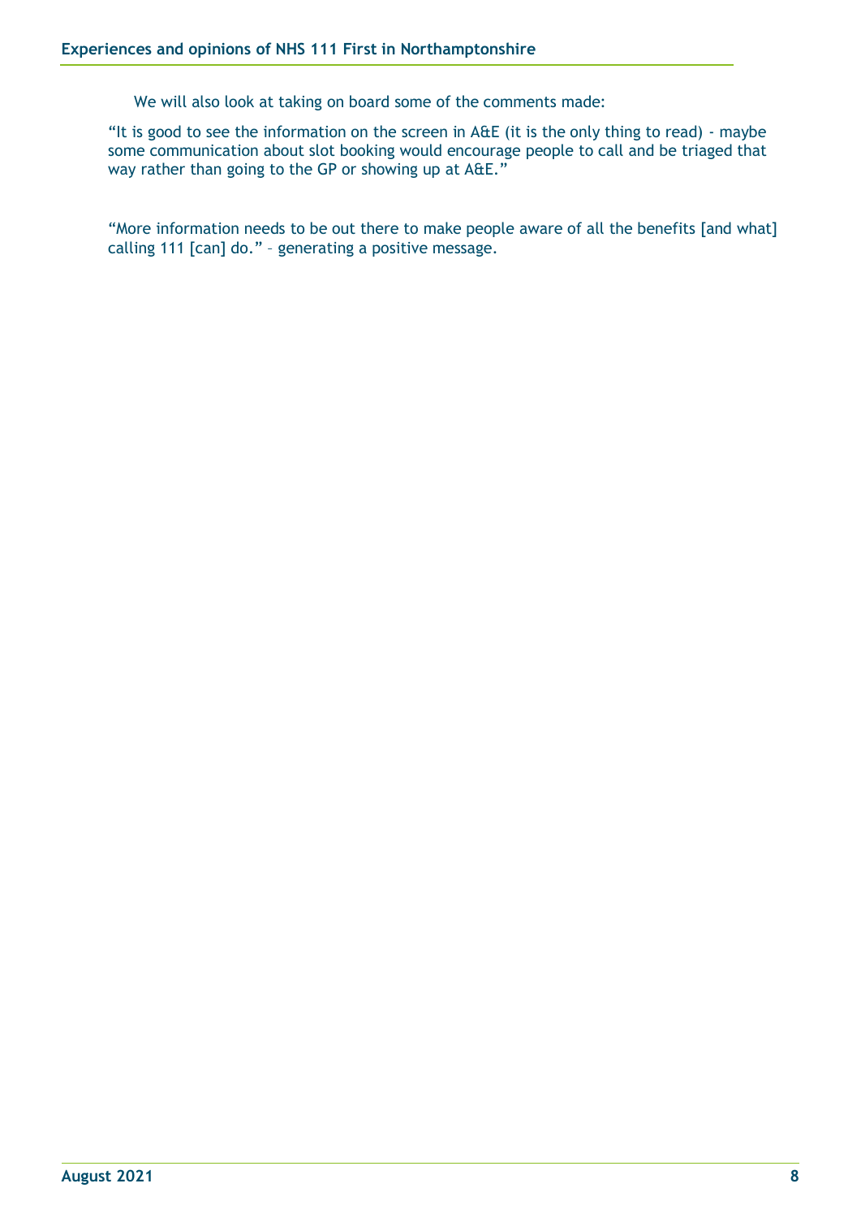We will also look at taking on board some of the comments made:

"It is good to see the information on the screen in A&E (it is the only thing to read) - maybe some communication about slot booking would encourage people to call and be triaged that way rather than going to the GP or showing up at A&E."

"More information needs to be out there to make people aware of all the benefits [and what] calling 111 [can] do." – generating a positive message.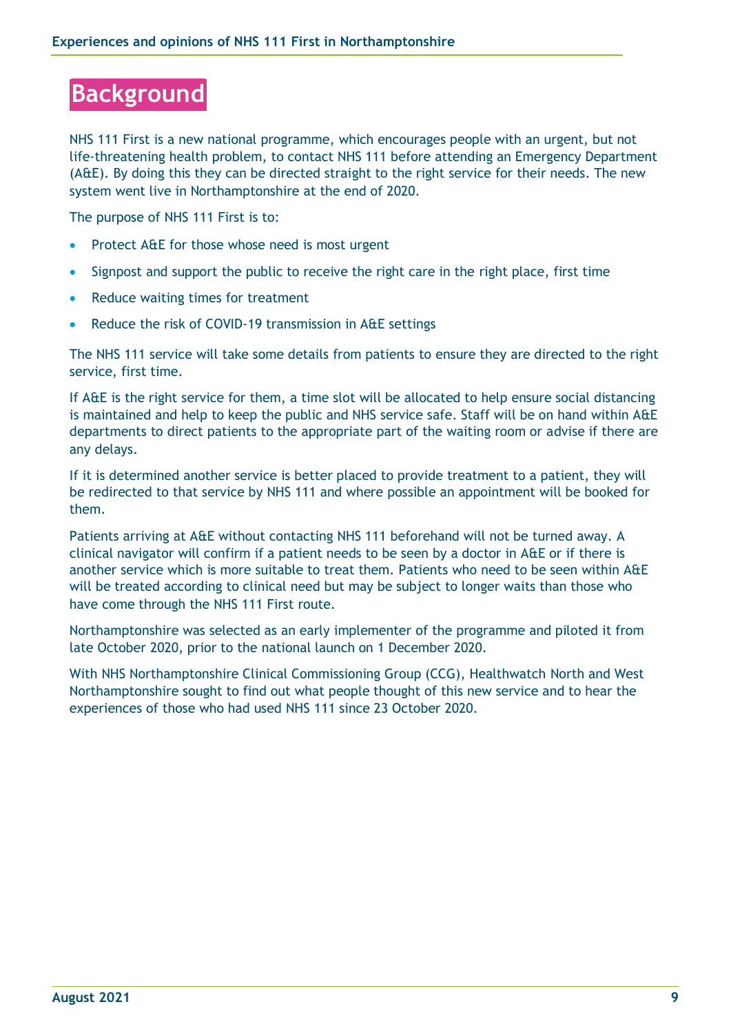# Background

NHS 111 First is a new national programme, which encourages people with an urgent, but not life-threatening health problem, to contact NHS 111 before attending an Emergency Department (A&E). By doing this they can be directed straight to the right service for their needs. The new system went live in Northamptonshire at the end of 2020.

The purpose of NHS 111 First is to:

- Protect A&E for those whose need is most urgent
- Signpost and support the public to receive the right care in the right place, first time
- Reduce waiting times for treatment
- Reduce the risk of COVID-19 transmission in A&E settings

The NHS 111 service will take some details from patients to ensure they are directed to the right service, first time.

If A&E is the right service for them, a time slot will be allocated to help ensure social distancing is maintained and help to keep the public and NHS service safe. Staff will be on hand within A&E departments to direct patients to the appropriate part of the waiting room or advise if there are any delays.

If it is determined another service is better placed to provide treatment to a patient, they will be redirected to that service by NHS 111 and where possible an appointment will be booked for them.

Patients arriving at A&E without contacting NHS 111 beforehand will not be turned away. A clinical navigator will confirm if a patient needs to be seen by a doctor in A&E or if there is another service which is more suitable to treat them. Patients who need to be seen within A&E will be treated according to clinical need but may be subject to longer waits than those who have come through the NHS 111 First route.

Northamptonshire was selected as an early implementer of the programme and piloted it from late October 2020, prior to the national launch on 1 December 2020.

With NHS Northamptonshire Clinical Commissioning Group (CCG), Healthwatch North and West Northamptonshire sought to find out what people thought of this new service and to hear the experiences of those who had used NHS 111 since 23 October 2020.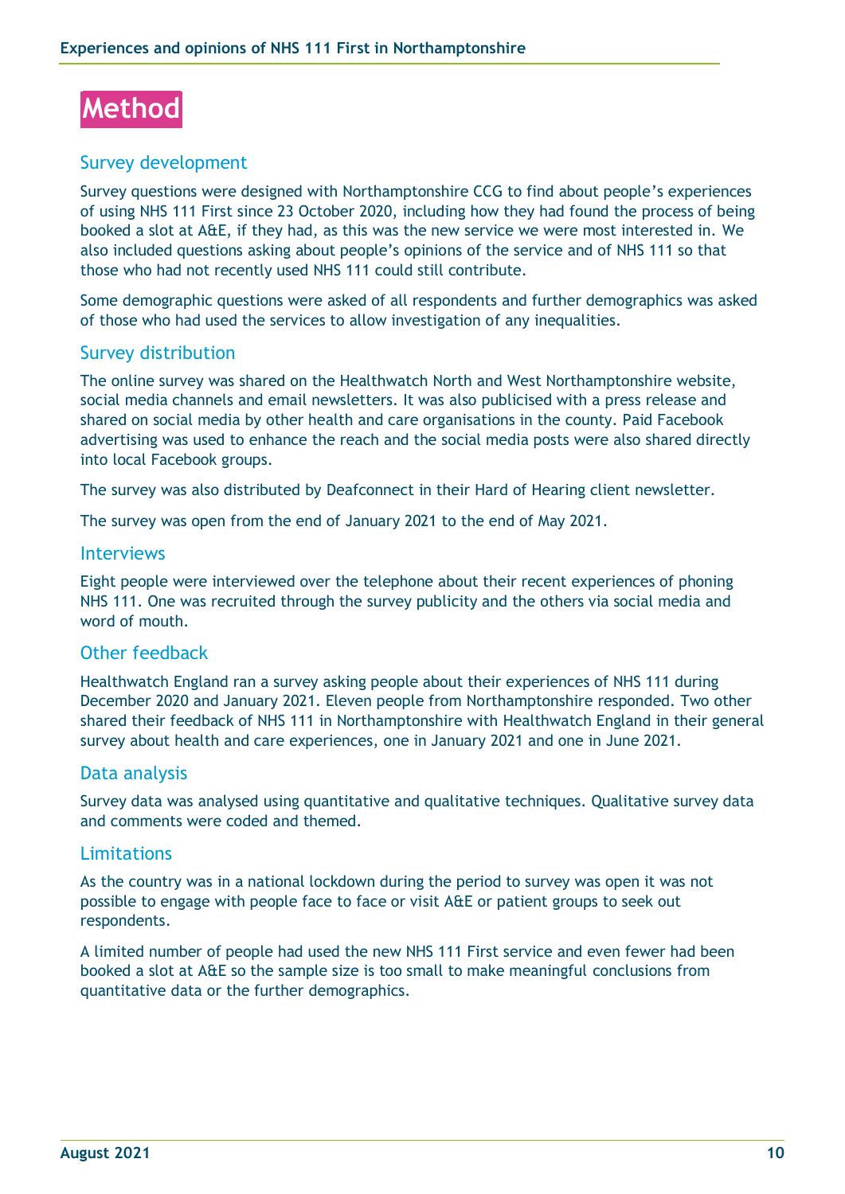# Method

## Survey development

Survey questions were designed with Northamptonshire CCG to find about people's experiences of using NHS 111 First since 23 October 2020, including how they had found the process of being booked a slot at A&E, if they had, as this was the new service we were most interested in. We also included questions asking about people's opinions of the service and of NHS 111 so that those who had not recently used NHS 111 could still contribute.

Some demographic questions were asked of all respondents and further demographics was asked of those who had used the services to allow investigation of any inequalities.

## Survey distribution

The online survey was shared on the Healthwatch North and West Northamptonshire website, social media channels and email newsletters. It was also publicised with a press release and shared on social media by other health and care organisations in the county. Paid Facebook advertising was used to enhance the reach and the social media posts were also shared directly into local Facebook groups.

The survey was also distributed by Deafconnect in their Hard of Hearing client newsletter.

The survey was open from the end of January 2021 to the end of May 2021.

## Interviews

Eight people were interviewed over the telephone about their recent experiences of phoning NHS 111. One was recruited through the survey publicity and the others via social media and word of mouth.

## Other feedback

Healthwatch England ran a survey asking people about their experiences of NHS 111 during December 2020 and January 2021. Eleven people from Northamptonshire responded. Two other shared their feedback of NHS 111 in Northamptonshire with Healthwatch England in their general survey about health and care experiences, one in January 2021 and one in June 2021.

## Data analysis

Survey data was analysed using quantitative and qualitative techniques. Qualitative survey data and comments were coded and themed.

## Limitations

As the country was in a national lockdown during the period to survey was open it was not possible to engage with people face to face or visit A&E or patient groups to seek out respondents.

A limited number of people had used the new NHS 111 First service and even fewer had been booked a slot at A&E so the sample size is too small to make meaningful conclusions from quantitative data or the further demographics.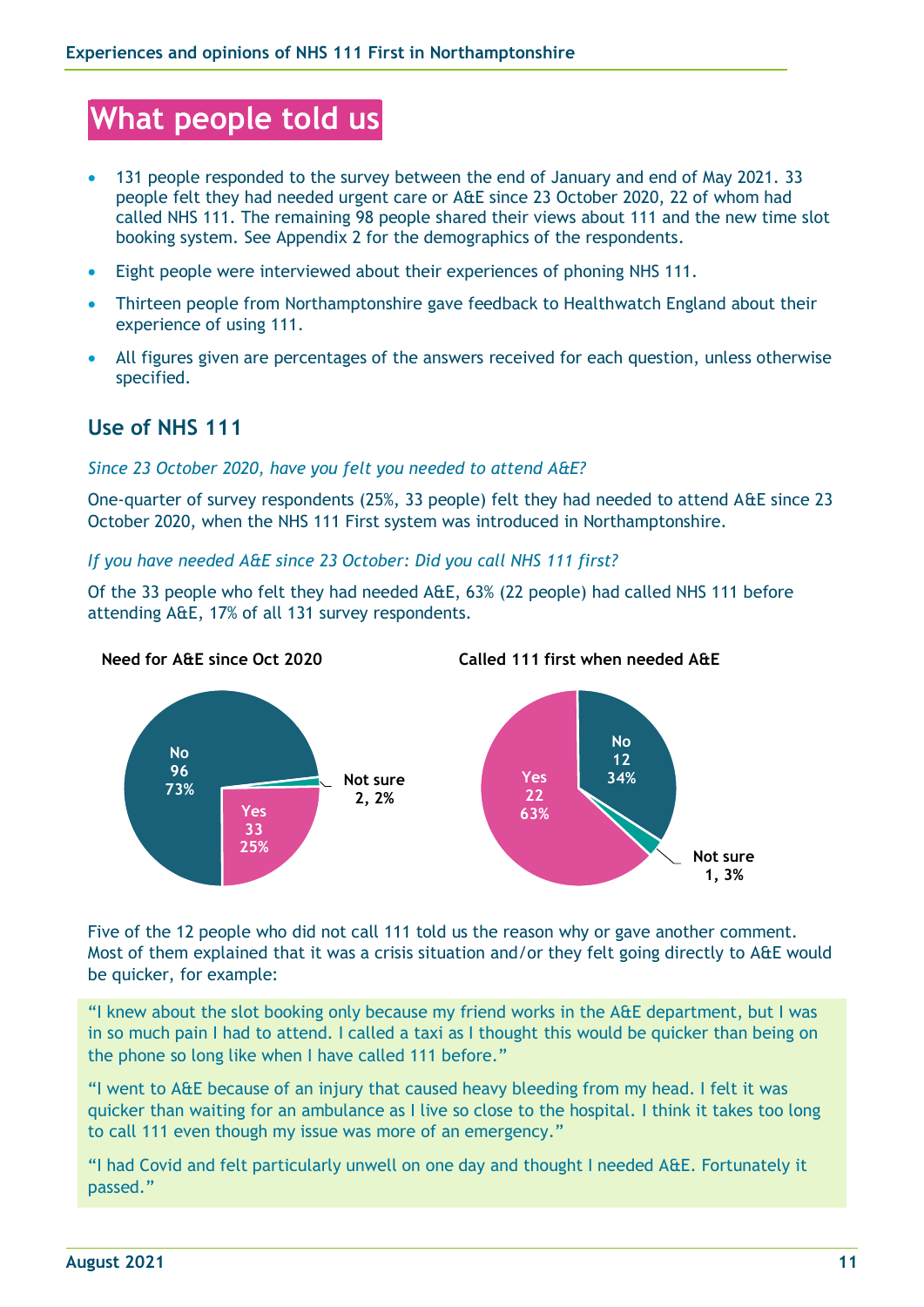# What people told us

- 131 people responded to the survey between the end of January and end of May 2021. 33 people felt they had needed urgent care or A&E since 23 October 2020, 22 of whom had called NHS 111. The remaining 98 people shared their views about 111 and the new time slot booking system. See Appendix 2 for the demographics of the respondents.
- Eight people were interviewed about their experiences of phoning NHS 111.
- Thirteen people from Northamptonshire gave feedback to Healthwatch England about their experience of using 111.
- All figures given are percentages of the answers received for each question, unless otherwise specified.

## Use of NHS 111

*Since 23 October 2020, have you felt you needed to attend A&E?*

One-quarter of survey respondents (25%, 33 people) felt they had needed to attend A&E since 23 October 2020, when the NHS 111 First system was introduced in Northamptonshire.

*If you have needed A&E since 23 October: Did you call NHS 111 first?*

Of the 33 people who felt they had needed A&E, 63% (22 people) had called NHS 111 before attending A&E, 17% of all 131 survey respondents.

**Need for A&E since Oct 2020**

| Response | Number | % |
|---|---|---|
| No | 96 | 73% |
| Yes | 33 | 25% |
| Not sure | 2 | 2% |

**Called 111 first when needed A&E**

| Response | Number | % |
|---|---|---|
| Yes | 22 | 63% |
| No | 12 | 34% |
| Not sure | 1 | 3% |

Five of the 12 people who did not call 111 told us the reason why or gave another comment. Most of them explained that it was a crisis situation and/or they felt going directly to A&E would be quicker, for example:

> "I knew about the slot booking only because my friend works in the A&E department, but I was in so much pain I had to attend. I called a taxi as I thought this would be quicker than being on the phone so long like when I have called 111 before."
>
> "I went to A&E because of an injury that caused heavy bleeding from my head. I felt it was quicker than waiting for an ambulance as I live so close to the hospital. I think it takes too long to call 111 even though my issue was more of an emergency."
>
> "I had Covid and felt particularly unwell on one day and thought I needed A&E. Fortunately it passed."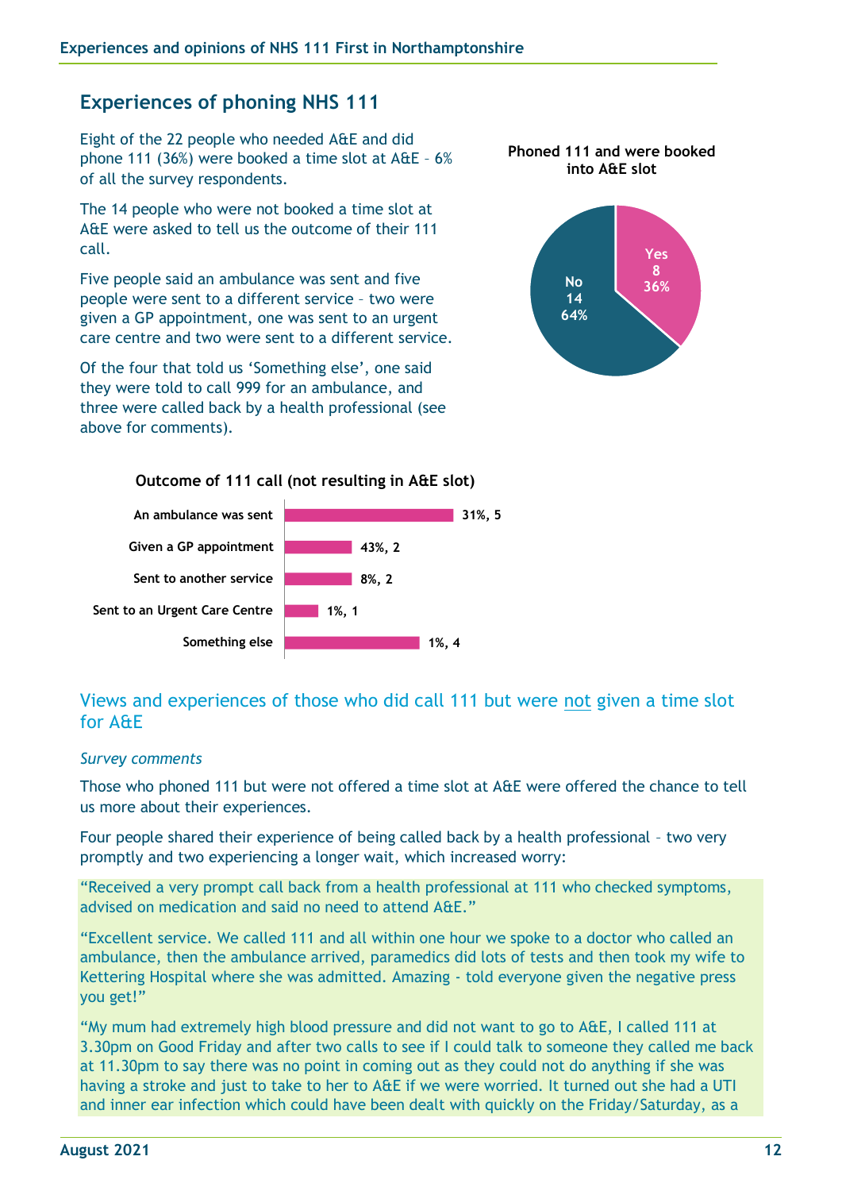## Experiences of phoning NHS 111

Eight of the 22 people who needed A&E and did phone 111 (36%) were booked a time slot at A&E – 6% of all the survey respondents.

The 14 people who were not booked a time slot at A&E were asked to tell us the outcome of their 111 call.

Five people said an ambulance was sent and five people were sent to a different service – two were given a GP appointment, one was sent to an urgent care centre and two were sent to a different service.

Of the four that told us 'Something else', one said they were told to call 999 for an ambulance, and three were called back by a health professional (see above for comments).

**Phoned 111 and were booked into A&E slot**

| | Count | % |
|---|---|---|
| Yes | 8 | 36% |
| No | 14 | 64% |

**Outcome of 111 call (not resulting in A&E slot)**

| Outcome | |
|---|---|
| An ambulance was sent | 31%, 5 |
| Given a GP appointment | 43%, 2 |
| Sent to another service | 8%, 2 |
| Sent to an Urgent Care Centre | 1%, 1 |
| Something else | 1%, 4 |

### Views and experiences of those who did call 111 but were not given a time slot for A&E

*Survey comments*

Those who phoned 111 but were not offered a time slot at A&E were offered the chance to tell us more about their experiences.

Four people shared their experience of being called back by a health professional – two very promptly and two experiencing a longer wait, which increased worry:

"Received a very prompt call back from a health professional at 111 who checked symptoms, advised on medication and said no need to attend A&E."

"Excellent service. We called 111 and all within one hour we spoke to a doctor who called an ambulance, then the ambulance arrived, paramedics did lots of tests and then took my wife to Kettering Hospital where she was admitted. Amazing - told everyone given the negative press you get!"

"My mum had extremely high blood pressure and did not want to go to A&E, I called 111 at 3.30pm on Good Friday and after two calls to see if I could talk to someone they called me back at 11.30pm to say there was no point in coming out as they could not do anything if she was having a stroke and just to take to her to A&E if we were worried. It turned out she had a UTI and inner ear infection which could have been dealt with quickly on the Friday/Saturday, as a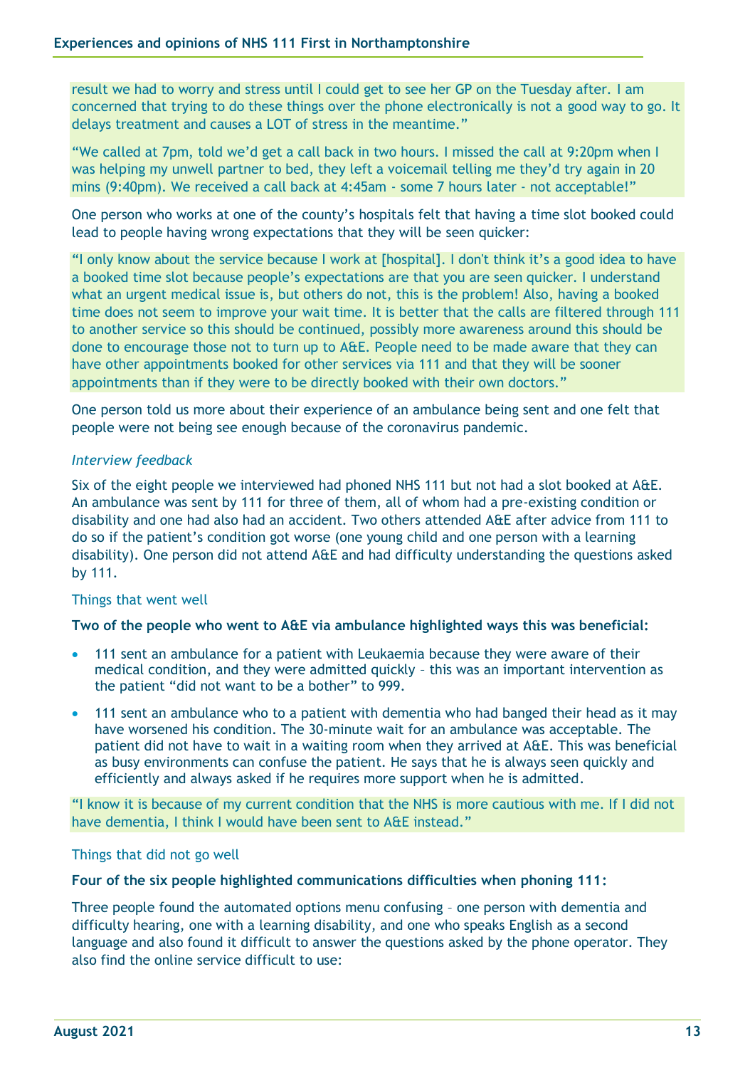result we had to worry and stress until I could get to see her GP on the Tuesday after. I am concerned that trying to do these things over the phone electronically is not a good way to go. It delays treatment and causes a LOT of stress in the meantime."

"We called at 7pm, told we'd get a call back in two hours. I missed the call at 9:20pm when I was helping my unwell partner to bed, they left a voicemail telling me they'd try again in 20 mins (9:40pm). We received a call back at 4:45am - some 7 hours later - not acceptable!"

One person who works at one of the county's hospitals felt that having a time slot booked could lead to people having wrong expectations that they will be seen quicker:

"I only know about the service because I work at [hospital]. I don't think it's a good idea to have a booked time slot because people's expectations are that you are seen quicker. I understand what an urgent medical issue is, but others do not, this is the problem! Also, having a booked time does not seem to improve your wait time. It is better that the calls are filtered through 111 to another service so this should be continued, possibly more awareness around this should be done to encourage those not to turn up to A&E. People need to be made aware that they can have other appointments booked for other services via 111 and that they will be sooner appointments than if they were to be directly booked with their own doctors."

One person told us more about their experience of an ambulance being sent and one felt that people were not being see enough because of the coronavirus pandemic.

*Interview feedback*

Six of the eight people we interviewed had phoned NHS 111 but not had a slot booked at A&E. An ambulance was sent by 111 for three of them, all of whom had a pre-existing condition or disability and one had also had an accident. Two others attended A&E after advice from 111 to do so if the patient's condition got worse (one young child and one person with a learning disability). One person did not attend A&E and had difficulty understanding the questions asked by 111.

### Things that went well

**Two of the people who went to A&E via ambulance highlighted ways this was beneficial:**

- 111 sent an ambulance for a patient with Leukaemia because they were aware of their medical condition, and they were admitted quickly – this was an important intervention as the patient "did not want to be a bother" to 999.
- 111 sent an ambulance who to a patient with dementia who had banged their head as it may have worsened his condition. The 30-minute wait for an ambulance was acceptable. The patient did not have to wait in a waiting room when they arrived at A&E. This was beneficial as busy environments can confuse the patient. He says that he is always seen quickly and efficiently and always asked if he requires more support when he is admitted.

"I know it is because of my current condition that the NHS is more cautious with me. If I did not have dementia, I think I would have been sent to A&E instead."

### Things that did not go well

**Four of the six people highlighted communications difficulties when phoning 111:**

Three people found the automated options menu confusing – one person with dementia and difficulty hearing, one with a learning disability, and one who speaks English as a second language and also found it difficult to answer the questions asked by the phone operator. They also find the online service difficult to use: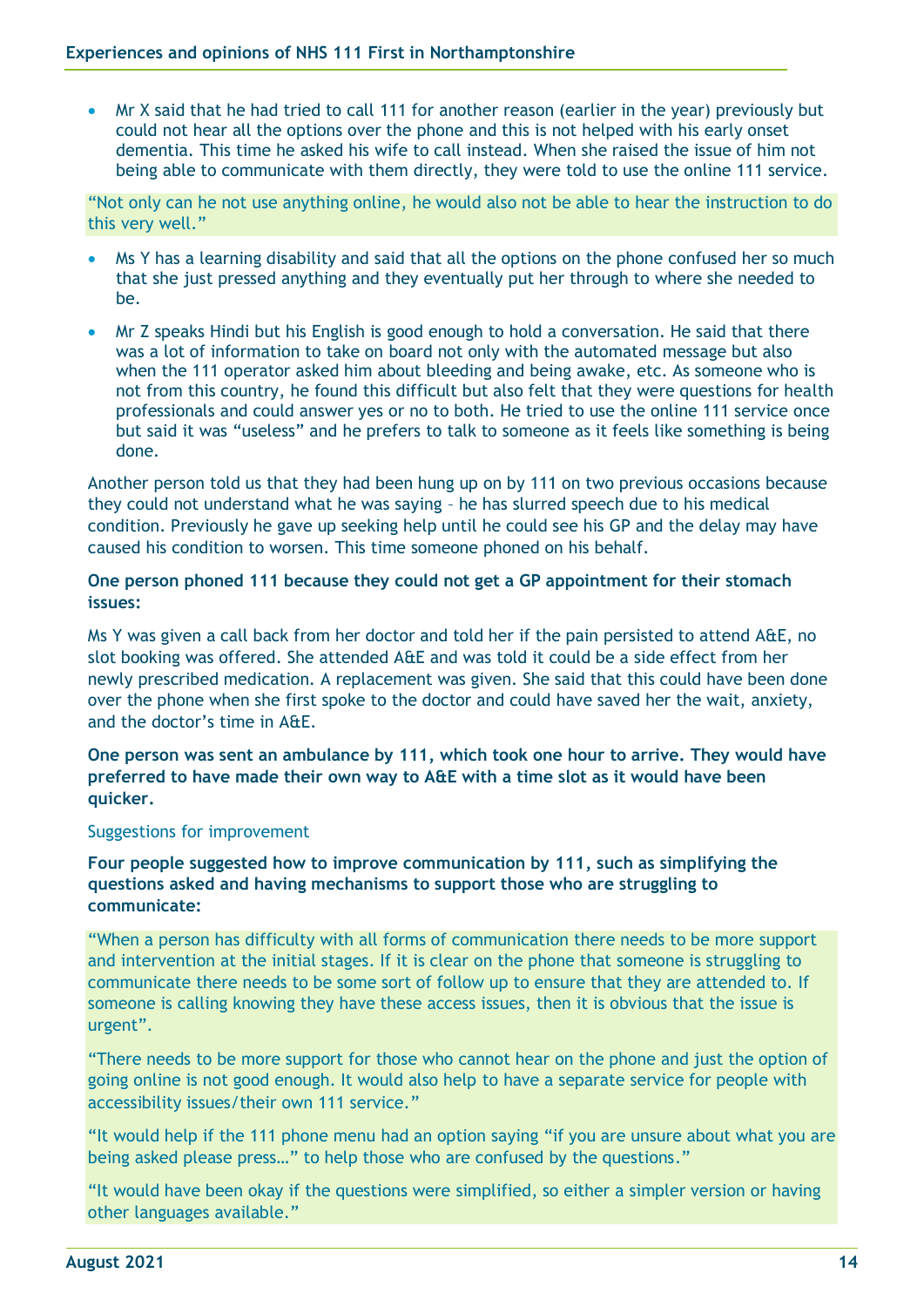- Mr X said that he had tried to call 111 for another reason (earlier in the year) previously but could not hear all the options over the phone and this is not helped with his early onset dementia. This time he asked his wife to call instead. When she raised the issue of him not being able to communicate with them directly, they were told to use the online 111 service.

> "Not only can he not use anything online, he would also not be able to hear the instruction to do this very well."

- Ms Y has a learning disability and said that all the options on the phone confused her so much that she just pressed anything and they eventually put her through to where she needed to be.
- Mr Z speaks Hindi but his English is good enough to hold a conversation. He said that there was a lot of information to take on board not only with the automated message but also when the 111 operator asked him about bleeding and being awake, etc. As someone who is not from this country, he found this difficult but also felt that they were questions for health professionals and could answer yes or no to both. He tried to use the online 111 service once but said it was "useless" and he prefers to talk to someone as it feels like something is being done.

Another person told us that they had been hung up on by 111 on two previous occasions because they could not understand what he was saying – he has slurred speech due to his medical condition. Previously he gave up seeking help until he could see his GP and the delay may have caused his condition to worsen. This time someone phoned on his behalf.

**One person phoned 111 because they could not get a GP appointment for their stomach issues:**

Ms Y was given a call back from her doctor and told her if the pain persisted to attend A&E, no slot booking was offered. She attended A&E and was told it could be a side effect from her newly prescribed medication. A replacement was given. She said that this could have been done over the phone when she first spoke to the doctor and could have saved her the wait, anxiety, and the doctor's time in A&E.

**One person was sent an ambulance by 111, which took one hour to arrive. They would have preferred to have made their own way to A&E with a time slot as it would have been quicker.**

### Suggestions for improvement

**Four people suggested how to improve communication by 111, such as simplifying the questions asked and having mechanisms to support those who are struggling to communicate:**

> "When a person has difficulty with all forms of communication there needs to be more support and intervention at the initial stages. If it is clear on the phone that someone is struggling to communicate there needs to be some sort of follow up to ensure that they are attended to. If someone is calling knowing they have these access issues, then it is obvious that the issue is urgent".

> "There needs to be more support for those who cannot hear on the phone and just the option of going online is not good enough. It would also help to have a separate service for people with accessibility issues/their own 111 service."

> "It would help if the 111 phone menu had an option saying "if you are unsure about what you are being asked please press…" to help those who are confused by the questions."

> "It would have been okay if the questions were simplified, so either a simpler version or having other languages available."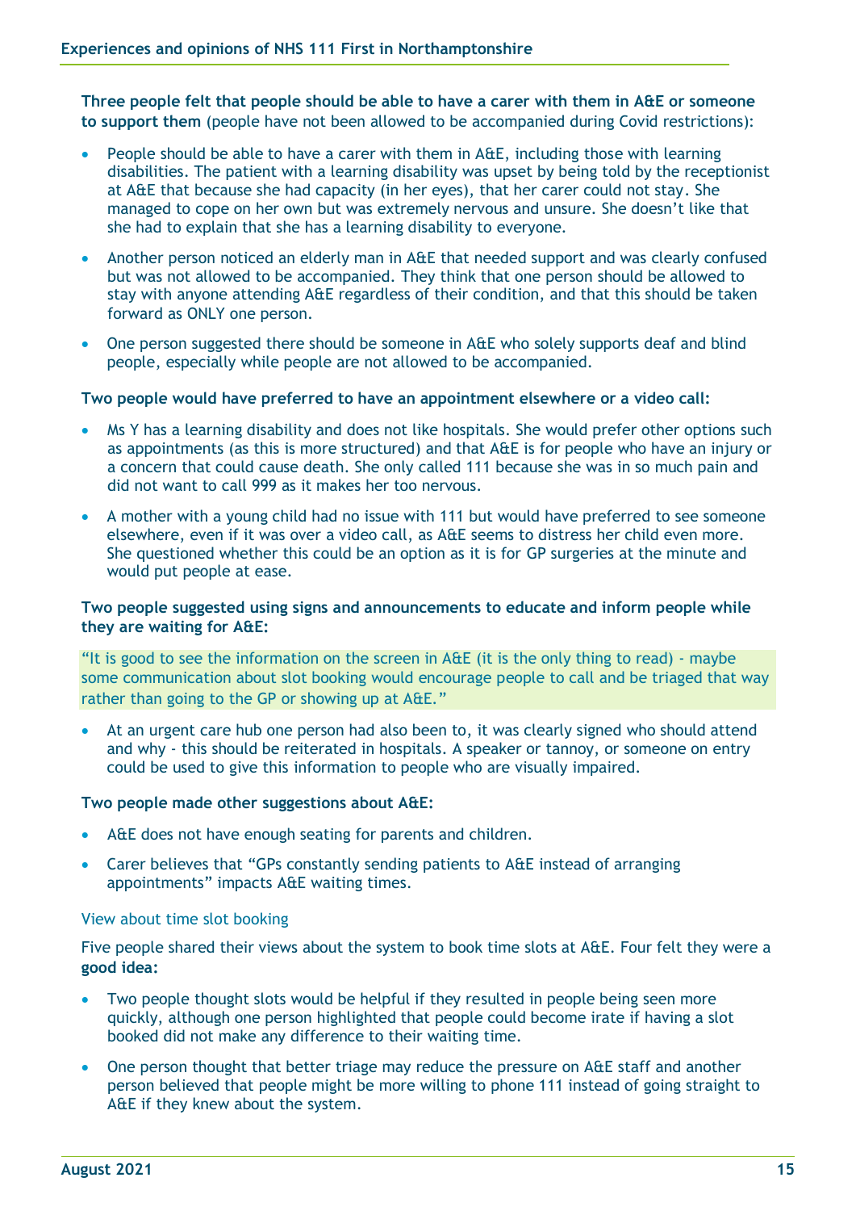**Three people felt that people should be able to have a carer with them in A&E or someone to support them** (people have not been allowed to be accompanied during Covid restrictions):

- People should be able to have a carer with them in A&E, including those with learning disabilities. The patient with a learning disability was upset by being told by the receptionist at A&E that because she had capacity (in her eyes), that her carer could not stay. She managed to cope on her own but was extremely nervous and unsure. She doesn't like that she had to explain that she has a learning disability to everyone.
- Another person noticed an elderly man in A&E that needed support and was clearly confused but was not allowed to be accompanied. They think that one person should be allowed to stay with anyone attending A&E regardless of their condition, and that this should be taken forward as ONLY one person.
- One person suggested there should be someone in A&E who solely supports deaf and blind people, especially while people are not allowed to be accompanied.

**Two people would have preferred to have an appointment elsewhere or a video call:**

- Ms Y has a learning disability and does not like hospitals. She would prefer other options such as appointments (as this is more structured) and that A&E is for people who have an injury or a concern that could cause death. She only called 111 because she was in so much pain and did not want to call 999 as it makes her too nervous.
- A mother with a young child had no issue with 111 but would have preferred to see someone elsewhere, even if it was over a video call, as A&E seems to distress her child even more. She questioned whether this could be an option as it is for GP surgeries at the minute and would put people at ease.

**Two people suggested using signs and announcements to educate and inform people while they are waiting for A&E:**

> "It is good to see the information on the screen in A&E (it is the only thing to read) - maybe some communication about slot booking would encourage people to call and be triaged that way rather than going to the GP or showing up at A&E."

- At an urgent care hub one person had also been to, it was clearly signed who should attend and why - this should be reiterated in hospitals. A speaker or tannoy, or someone on entry could be used to give this information to people who are visually impaired.

**Two people made other suggestions about A&E:**

- A&E does not have enough seating for parents and children.
- Carer believes that "GPs constantly sending patients to A&E instead of arranging appointments" impacts A&E waiting times.

### View about time slot booking

Five people shared their views about the system to book time slots at A&E. Four felt they were a **good idea:**

- Two people thought slots would be helpful if they resulted in people being seen more quickly, although one person highlighted that people could become irate if having a slot booked did not make any difference to their waiting time.
- One person thought that better triage may reduce the pressure on A&E staff and another person believed that people might be more willing to phone 111 instead of going straight to A&E if they knew about the system.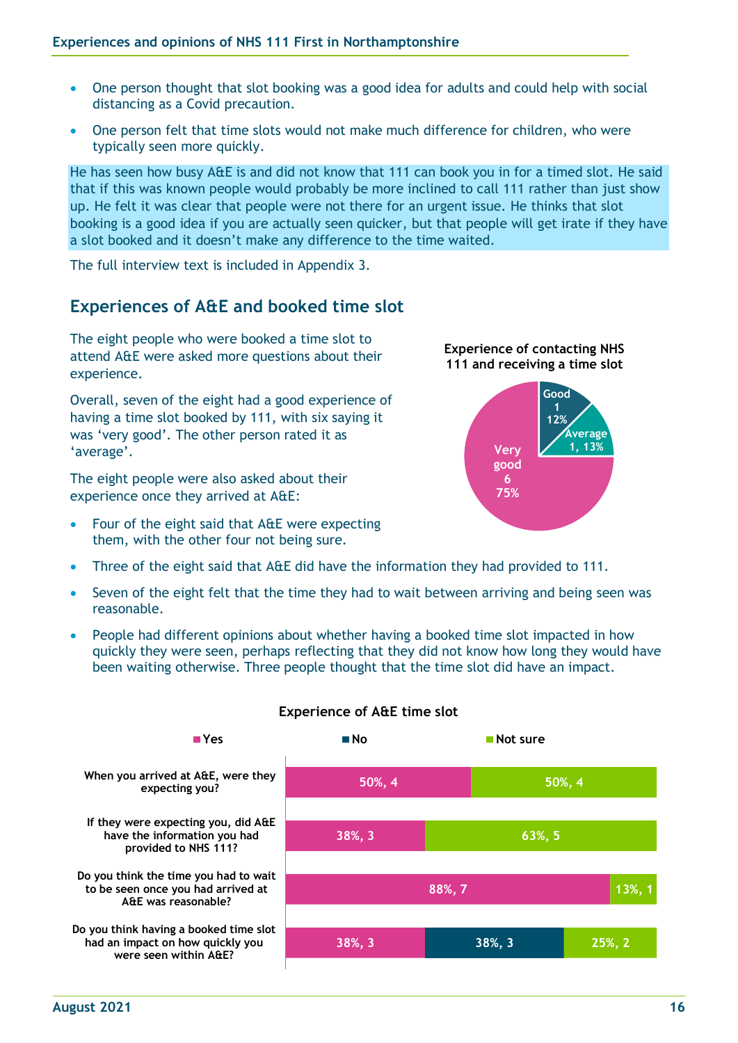- One person thought that slot booking was a good idea for adults and could help with social distancing as a Covid precaution.
- One person felt that time slots would not make much difference for children, who were typically seen more quickly.

He has seen how busy A&E is and did not know that 111 can book you in for a timed slot. He said that if this was known people would probably be more inclined to call 111 rather than just show up. He felt it was clear that people were not there for an urgent issue. He thinks that slot booking is a good idea if you are actually seen quicker, but that people will get irate if they have a slot booked and it doesn't make any difference to the time waited.

The full interview text is included in Appendix 3.

## Experiences of A&E and booked time slot

The eight people who were booked a time slot to attend A&E were asked more questions about their experience.

Overall, seven of the eight had a good experience of having a time slot booked by 111, with six saying it was 'very good'. The other person rated it as 'average'.

**Experience of contacting NHS 111 and receiving a time slot**

| Rating | Count | % |
|---|---|---|
| Very good | 6 | 75% |
| Good | 1 | 12% |
| Average | 1 | 13% |

The eight people were also asked about their experience once they arrived at A&E:

- Four of the eight said that A&E were expecting them, with the other four not being sure.
- Three of the eight said that A&E did have the information they had provided to 111.
- Seven of the eight felt that the time they had to wait between arriving and being seen was reasonable.
- People had different opinions about whether having a booked time slot impacted in how quickly they were seen, perhaps reflecting that they did not know how long they would have been waiting otherwise. Three people thought that the time slot did have an impact.

**Experience of A&E time slot**

| Question | Yes | No | Not sure |
|---|---|---|---|
| When you arrived at A&E, were they expecting you? | 50%, 4 | | 50%, 4 |
| If they were expecting you, did A&E have the information you had provided to NHS 111? | 38%, 3 | | 63%, 5 |
| Do you think the time you had to wait to be seen once you had arrived at A&E was reasonable? | 88%, 7 | | 13%, 1 |
| Do you think having a booked time slot had an impact on how quickly you were seen within A&E? | 38%, 3 | 38%, 3 | 25%, 2 |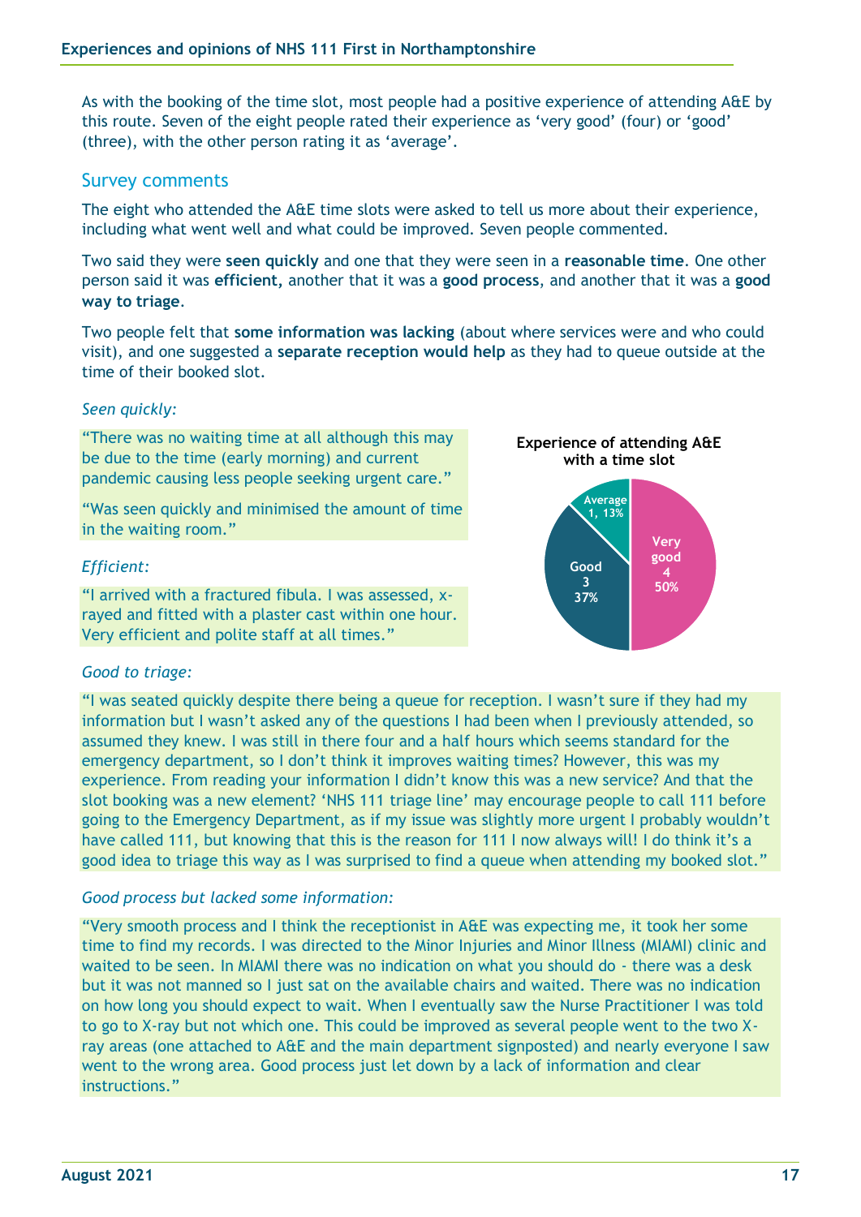As with the booking of the time slot, most people had a positive experience of attending A&E by this route. Seven of the eight people rated their experience as 'very good' (four) or 'good' (three), with the other person rating it as 'average'.

## Survey comments

The eight who attended the A&E time slots were asked to tell us more about their experience, including what went well and what could be improved. Seven people commented.

Two said they were **seen quickly** and one that they were seen in a **reasonable time**. One other person said it was **efficient,** another that it was a **good process**, and another that it was a **good way to triage**.

Two people felt that **some information was lacking** (about where services were and who could visit), and one suggested a **separate reception would help** as they had to queue outside at the time of their booked slot.

*Seen quickly:*

"There was no waiting time at all although this may be due to the time (early morning) and current pandemic causing less people seeking urgent care."

"Was seen quickly and minimised the amount of time in the waiting room."

**Experience of attending A&E with a time slot**

| Rating | Number | Percentage |
|---|---|---|
| Very good | 4 | 50% |
| Good | 3 | 37% |
| Average | 1 | 13% |

*Efficient:*

"I arrived with a fractured fibula. I was assessed, x-rayed and fitted with a plaster cast within one hour. Very efficient and polite staff at all times."

*Good to triage:*

"I was seated quickly despite there being a queue for reception. I wasn't sure if they had my information but I wasn't asked any of the questions I had been when I previously attended, so assumed they knew. I was still in there four and a half hours which seems standard for the emergency department, so I don't think it improves waiting times? However, this was my experience. From reading your information I didn't know this was a new service? And that the slot booking was a new element? 'NHS 111 triage line' may encourage people to call 111 before going to the Emergency Department, as if my issue was slightly more urgent I probably wouldn't have called 111, but knowing that this is the reason for 111 I now always will! I do think it's a good idea to triage this way as I was surprised to find a queue when attending my booked slot."

*Good process but lacked some information:*

"Very smooth process and I think the receptionist in A&E was expecting me, it took her some time to find my records. I was directed to the Minor Injuries and Minor Illness (MIAMI) clinic and waited to be seen. In MIAMI there was no indication on what you should do - there was a desk but it was not manned so I just sat on the available chairs and waited. There was no indication on how long you should expect to wait. When I eventually saw the Nurse Practitioner I was told to go to X-ray but not which one. This could be improved as several people went to the two X-ray areas (one attached to A&E and the main department signposted) and nearly everyone I saw went to the wrong area. Good process just let down by a lack of information and clear instructions."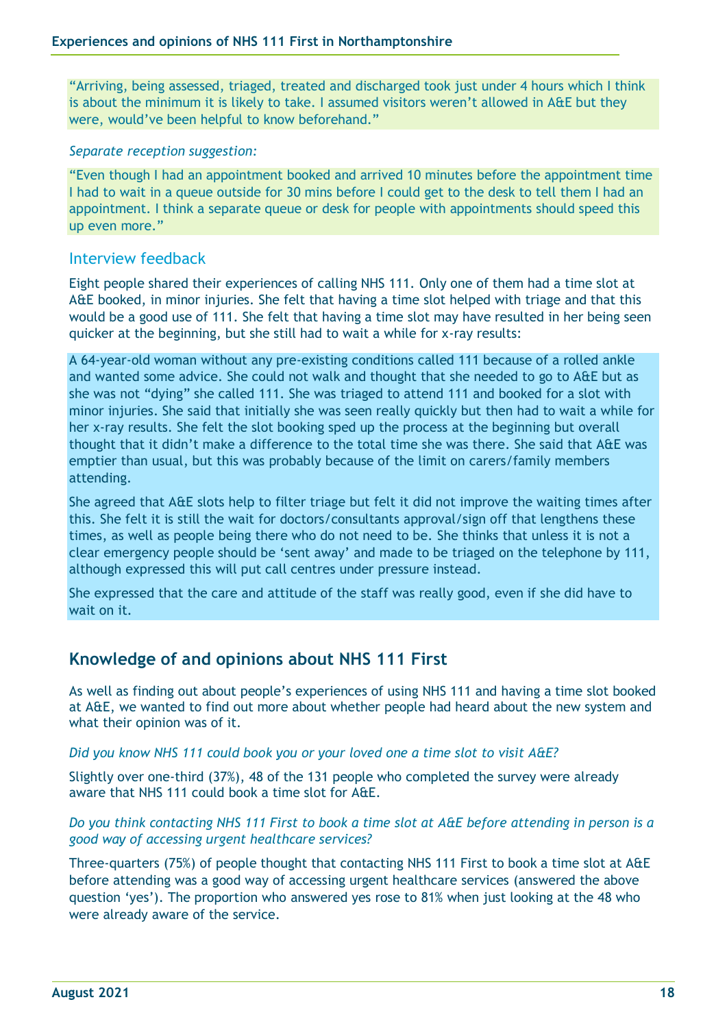"Arriving, being assessed, triaged, treated and discharged took just under 4 hours which I think is about the minimum it is likely to take. I assumed visitors weren't allowed in A&E but they were, would've been helpful to know beforehand."

*Separate reception suggestion:*

"Even though I had an appointment booked and arrived 10 minutes before the appointment time I had to wait in a queue outside for 30 mins before I could get to the desk to tell them I had an appointment. I think a separate queue or desk for people with appointments should speed this up even more."

### Interview feedback

Eight people shared their experiences of calling NHS 111. Only one of them had a time slot at A&E booked, in minor injuries. She felt that having a time slot helped with triage and that this would be a good use of 111. She felt that having a time slot may have resulted in her being seen quicker at the beginning, but she still had to wait a while for x-ray results:

A 64-year-old woman without any pre-existing conditions called 111 because of a rolled ankle and wanted some advice. She could not walk and thought that she needed to go to A&E but as she was not "dying" she called 111. She was triaged to attend 111 and booked for a slot with minor injuries. She said that initially she was seen really quickly but then had to wait a while for her x-ray results. She felt the slot booking sped up the process at the beginning but overall thought that it didn't make a difference to the total time she was there. She said that A&E was emptier than usual, but this was probably because of the limit on carers/family members attending.

She agreed that A&E slots help to filter triage but felt it did not improve the waiting times after this. She felt it is still the wait for doctors/consultants approval/sign off that lengthens these times, as well as people being there who do not need to be. She thinks that unless it is not a clear emergency people should be 'sent away' and made to be triaged on the telephone by 111, although expressed this will put call centres under pressure instead.

She expressed that the care and attitude of the staff was really good, even if she did have to wait on it.

## Knowledge of and opinions about NHS 111 First

As well as finding out about people's experiences of using NHS 111 and having a time slot booked at A&E, we wanted to find out more about whether people had heard about the new system and what their opinion was of it.

*Did you know NHS 111 could book you or your loved one a time slot to visit A&E?*

Slightly over one-third (37%), 48 of the 131 people who completed the survey were already aware that NHS 111 could book a time slot for A&E.

*Do you think contacting NHS 111 First to book a time slot at A&E before attending in person is a good way of accessing urgent healthcare services?*

Three-quarters (75%) of people thought that contacting NHS 111 First to book a time slot at A&E before attending was a good way of accessing urgent healthcare services (answered the above question 'yes'). The proportion who answered yes rose to 81% when just looking at the 48 who were already aware of the service.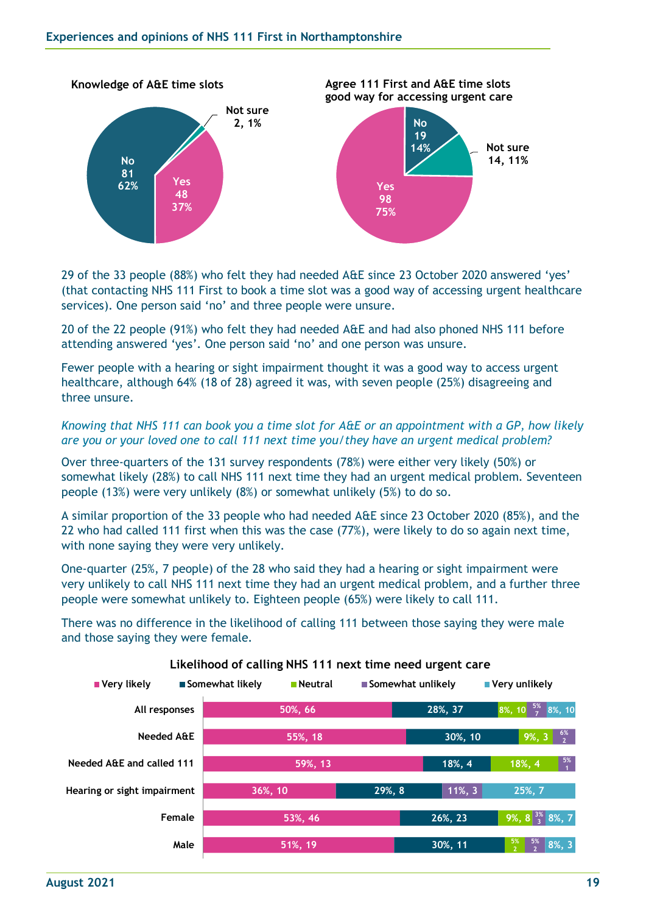**Knowledge of A&E time slots**

| Response | Number | % |
|---|---|---|
| No | 81 | 62% |
| Yes | 48 | 37% |
| Not sure | 2 | 1% |

**Agree 111 First and A&E time slots good way for accessing urgent care**

| Response | Number | % |
|---|---|---|
| Yes | 98 | 75% |
| No | 19 | 14% |
| Not sure | 14 | 11% |

29 of the 33 people (88%) who felt they had needed A&E since 23 October 2020 answered 'yes' (that contacting NHS 111 First to book a time slot was a good way of accessing urgent healthcare services). One person said 'no' and three people were unsure.

20 of the 22 people (91%) who felt they had needed A&E and had also phoned NHS 111 before attending answered 'yes'. One person said 'no' and one person was unsure.

Fewer people with a hearing or sight impairment thought it was a good way to access urgent healthcare, although 64% (18 of 28) agreed it was, with seven people (25%) disagreeing and three unsure.

*Knowing that NHS 111 can book you a time slot for A&E or an appointment with a GP, how likely are you or your loved one to call 111 next time you/they have an urgent medical problem?*

Over three-quarters of the 131 survey respondents (78%) were either very likely (50%) or somewhat likely (28%) to call NHS 111 next time they had an urgent medical problem. Seventeen people (13%) were very unlikely (8%) or somewhat unlikely (5%) to do so.

A similar proportion of the 33 people who had needed A&E since 23 October 2020 (85%), and the 22 who had called 111 first when this was the case (77%), were likely to do so again next time, with none saying they were very unlikely.

One-quarter (25%, 7 people) of the 28 who said they had a hearing or sight impairment were very unlikely to call NHS 111 next time they had an urgent medical problem, and a further three people were somewhat unlikely to. Eighteen people (65%) were likely to call 111.

There was no difference in the likelihood of calling 111 between those saying they were male and those saying they were female.

**Likelihood of calling NHS 111 next time need urgent care**

| | Very likely | Somewhat likely | Neutral | Somewhat unlikely | Very unlikely |
|---|---|---|---|---|---|
| All responses | 50%, 66 | 28%, 37 | 8%, 10 | 5%, 7 | 8%, 10 |
| Needed A&E | 55%, 18 | 30%, 10 | 9%, 3 | 6%, 2 | |
| Needed A&E and called 111 | 59%, 13 | 18%, 4 | 18%, 4 | 5%, 1 | |
| Hearing or sight impairment | 36%, 10 | 29%, 8 | | 11%, 3 | 25%, 7 |
| Female | 53%, 46 | 26%, 23 | 9%, 8 | 3%, 3 | 8%, 7 |
| Male | 51%, 19 | 30%, 11 | 5%, 2 | 5%, 2 | 8%, 3 |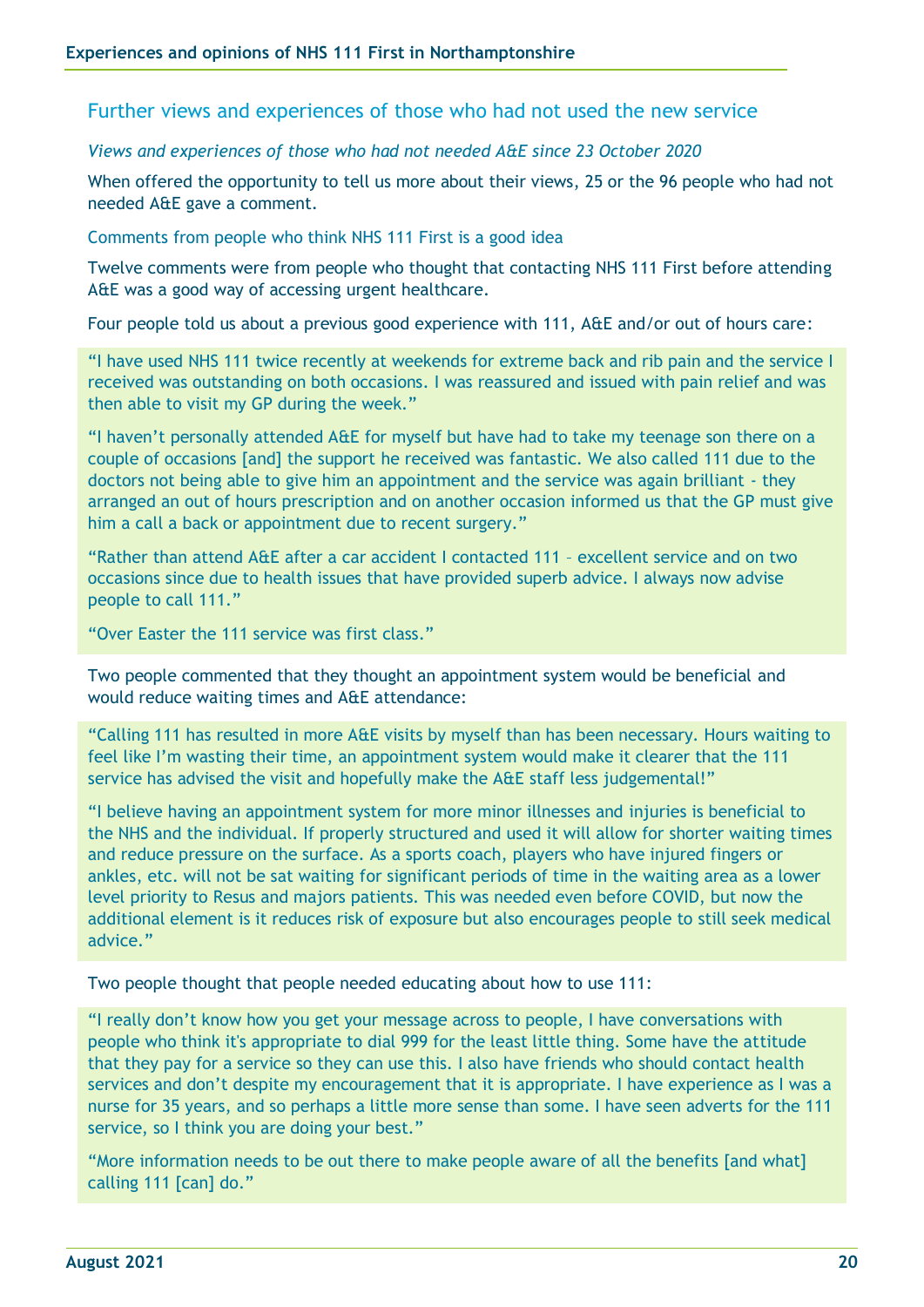## Further views and experiences of those who had not used the new service

*Views and experiences of those who had not needed A&E since 23 October 2020*

When offered the opportunity to tell us more about their views, 25 or the 96 people who had not needed A&E gave a comment.

### Comments from people who think NHS 111 First is a good idea

Twelve comments were from people who thought that contacting NHS 111 First before attending A&E was a good way of accessing urgent healthcare.

Four people told us about a previous good experience with 111, A&E and/or out of hours care:

> "I have used NHS 111 twice recently at weekends for extreme back and rib pain and the service I received was outstanding on both occasions. I was reassured and issued with pain relief and was then able to visit my GP during the week."
>
> "I haven't personally attended A&E for myself but have had to take my teenage son there on a couple of occasions [and] the support he received was fantastic. We also called 111 due to the doctors not being able to give him an appointment and the service was again brilliant - they arranged an out of hours prescription and on another occasion informed us that the GP must give him a call a back or appointment due to recent surgery."
>
> "Rather than attend A&E after a car accident I contacted 111 – excellent service and on two occasions since due to health issues that have provided superb advice. I always now advise people to call 111."
>
> "Over Easter the 111 service was first class."

Two people commented that they thought an appointment system would be beneficial and would reduce waiting times and A&E attendance:

> "Calling 111 has resulted in more A&E visits by myself than has been necessary. Hours waiting to feel like I'm wasting their time, an appointment system would make it clearer that the 111 service has advised the visit and hopefully make the A&E staff less judgemental!"
>
> "I believe having an appointment system for more minor illnesses and injuries is beneficial to the NHS and the individual. If properly structured and used it will allow for shorter waiting times and reduce pressure on the surface. As a sports coach, players who have injured fingers or ankles, etc. will not be sat waiting for significant periods of time in the waiting area as a lower level priority to Resus and majors patients. This was needed even before COVID, but now the additional element is it reduces risk of exposure but also encourages people to still seek medical advice."

Two people thought that people needed educating about how to use 111:

> "I really don't know how you get your message across to people, I have conversations with people who think it's appropriate to dial 999 for the least little thing. Some have the attitude that they pay for a service so they can use this. I also have friends who should contact health services and don't despite my encouragement that it is appropriate. I have experience as I was a nurse for 35 years, and so perhaps a little more sense than some. I have seen adverts for the 111 service, so I think you are doing your best."
>
> "More information needs to be out there to make people aware of all the benefits [and what] calling 111 [can] do."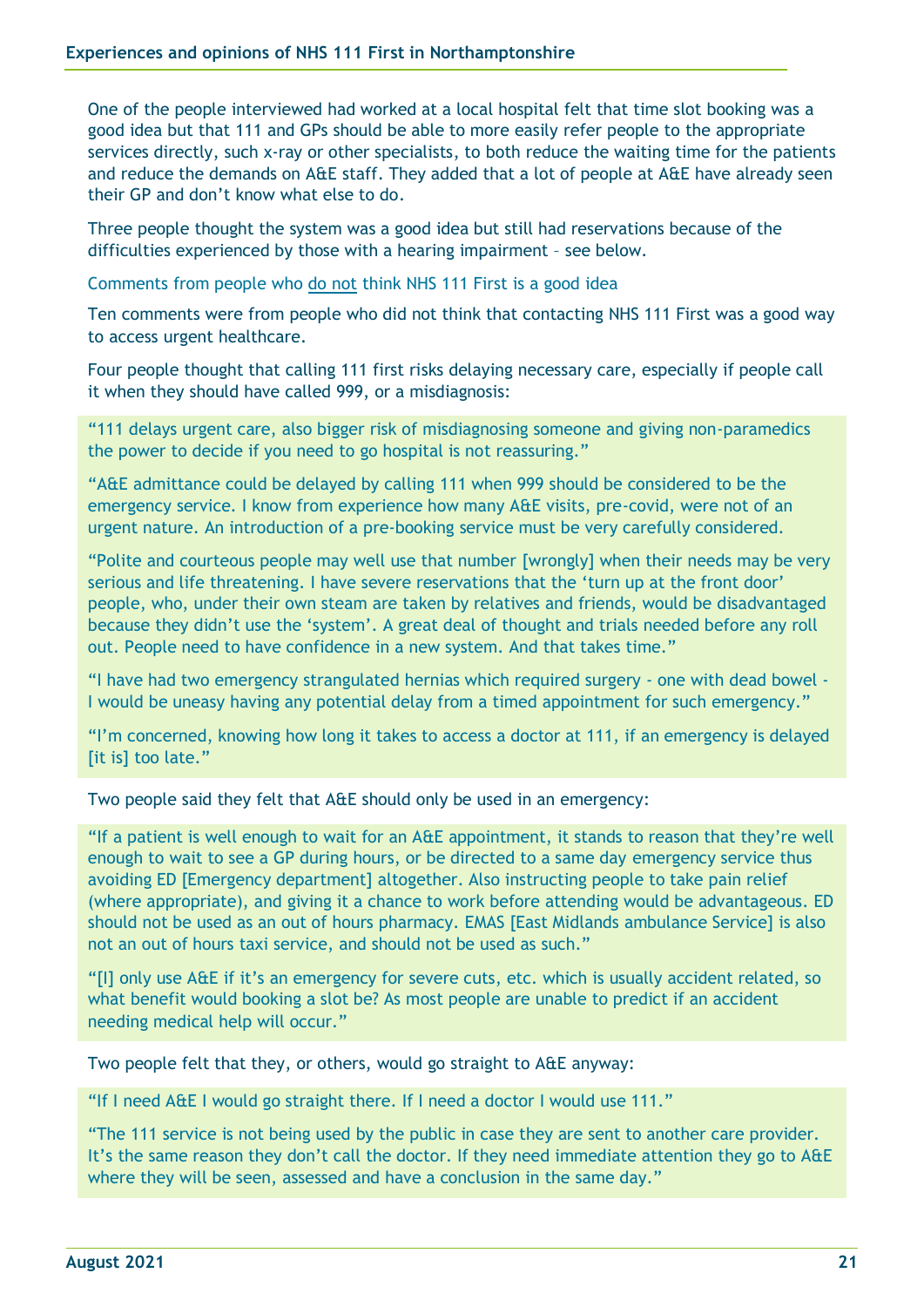One of the people interviewed had worked at a local hospital felt that time slot booking was a good idea but that 111 and GPs should be able to more easily refer people to the appropriate services directly, such x-ray or other specialists, to both reduce the waiting time for the patients and reduce the demands on A&E staff. They added that a lot of people at A&E have already seen their GP and don't know what else to do.

Three people thought the system was a good idea but still had reservations because of the difficulties experienced by those with a hearing impairment – see below.

### Comments from people who do not think NHS 111 First is a good idea

Ten comments were from people who did not think that contacting NHS 111 First was a good way to access urgent healthcare.

Four people thought that calling 111 first risks delaying necessary care, especially if people call it when they should have called 999, or a misdiagnosis:

> "111 delays urgent care, also bigger risk of misdiagnosing someone and giving non-paramedics the power to decide if you need to go hospital is not reassuring."
>
> "A&E admittance could be delayed by calling 111 when 999 should be considered to be the emergency service. I know from experience how many A&E visits, pre-covid, were not of an urgent nature. An introduction of a pre-booking service must be very carefully considered.
>
> "Polite and courteous people may well use that number [wrongly] when their needs may be very serious and life threatening. I have severe reservations that the 'turn up at the front door' people, who, under their own steam are taken by relatives and friends, would be disadvantaged because they didn't use the 'system'. A great deal of thought and trials needed before any roll out. People need to have confidence in a new system. And that takes time."
>
> "I have had two emergency strangulated hernias which required surgery - one with dead bowel - I would be uneasy having any potential delay from a timed appointment for such emergency."
>
> "I'm concerned, knowing how long it takes to access a doctor at 111, if an emergency is delayed [it is] too late."

Two people said they felt that A&E should only be used in an emergency:

> "If a patient is well enough to wait for an A&E appointment, it stands to reason that they're well enough to wait to see a GP during hours, or be directed to a same day emergency service thus avoiding ED [Emergency department] altogether. Also instructing people to take pain relief (where appropriate), and giving it a chance to work before attending would be advantageous. ED should not be used as an out of hours pharmacy. EMAS [East Midlands ambulance Service] is also not an out of hours taxi service, and should not be used as such."
>
> "[I] only use A&E if it's an emergency for severe cuts, etc. which is usually accident related, so what benefit would booking a slot be? As most people are unable to predict if an accident needing medical help will occur."

Two people felt that they, or others, would go straight to A&E anyway:

> "If I need A&E I would go straight there. If I need a doctor I would use 111."
>
> "The 111 service is not being used by the public in case they are sent to another care provider. It's the same reason they don't call the doctor. If they need immediate attention they go to A&E where they will be seen, assessed and have a conclusion in the same day."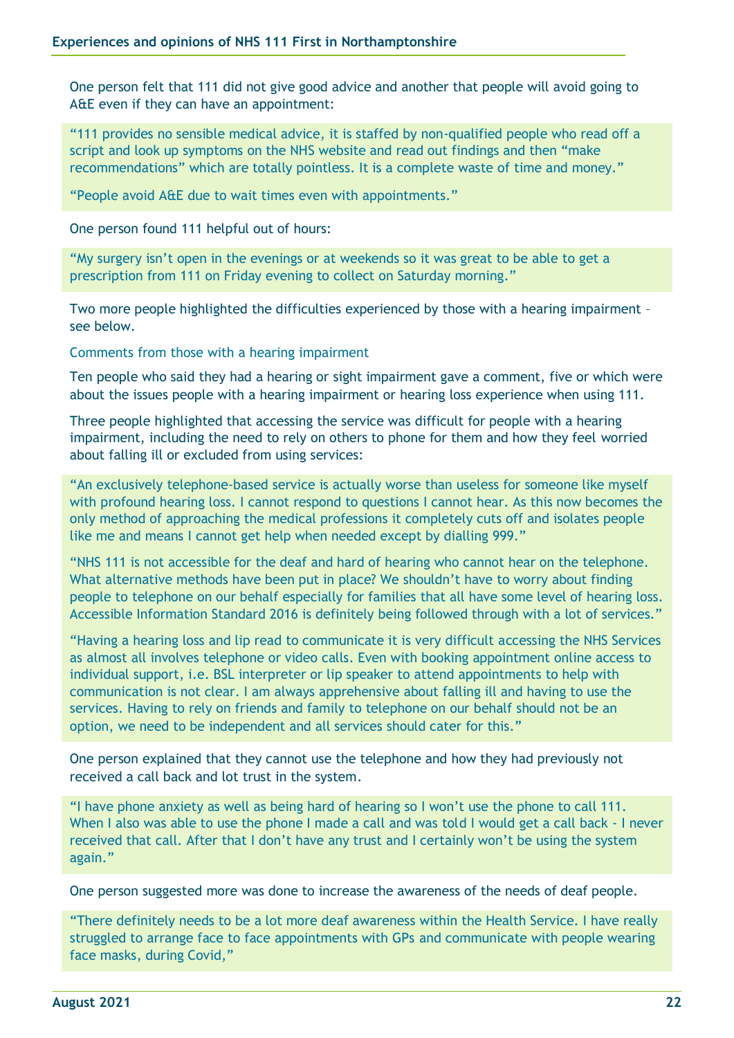One person felt that 111 did not give good advice and another that people will avoid going to A&E even if they can have an appointment:

> "111 provides no sensible medical advice, it is staffed by non-qualified people who read off a script and look up symptoms on the NHS website and read out findings and then "make recommendations" which are totally pointless. It is a complete waste of time and money."
>
> "People avoid A&E due to wait times even with appointments."

One person found 111 helpful out of hours:

> "My surgery isn't open in the evenings or at weekends so it was great to be able to get a prescription from 111 on Friday evening to collect on Saturday morning."

Two more people highlighted the difficulties experienced by those with a hearing impairment – see below.

### Comments from those with a hearing impairment

Ten people who said they had a hearing or sight impairment gave a comment, five or which were about the issues people with a hearing impairment or hearing loss experience when using 111.

Three people highlighted that accessing the service was difficult for people with a hearing impairment, including the need to rely on others to phone for them and how they feel worried about falling ill or excluded from using services:

> "An exclusively telephone-based service is actually worse than useless for someone like myself with profound hearing loss. I cannot respond to questions I cannot hear. As this now becomes the only method of approaching the medical professions it completely cuts off and isolates people like me and means I cannot get help when needed except by dialling 999."
>
> "NHS 111 is not accessible for the deaf and hard of hearing who cannot hear on the telephone. What alternative methods have been put in place? We shouldn't have to worry about finding people to telephone on our behalf especially for families that all have some level of hearing loss. Accessible Information Standard 2016 is definitely being followed through with a lot of services."
>
> "Having a hearing loss and lip read to communicate it is very difficult accessing the NHS Services as almost all involves telephone or video calls. Even with booking appointment online access to individual support, i.e. BSL interpreter or lip speaker to attend appointments to help with communication is not clear. I am always apprehensive about falling ill and having to use the services. Having to rely on friends and family to telephone on our behalf should not be an option, we need to be independent and all services should cater for this."

One person explained that they cannot use the telephone and how they had previously not received a call back and lot trust in the system.

> "I have phone anxiety as well as being hard of hearing so I won't use the phone to call 111. When I also was able to use the phone I made a call and was told I would get a call back - I never received that call. After that I don't have any trust and I certainly won't be using the system again."

One person suggested more was done to increase the awareness of the needs of deaf people.

> "There definitely needs to be a lot more deaf awareness within the Health Service. I have really struggled to arrange face to face appointments with GPs and communicate with people wearing face masks, during Covid,"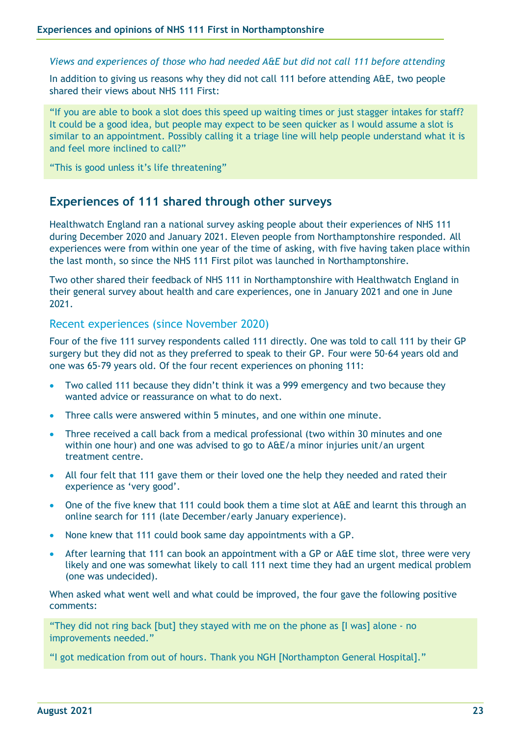*Views and experiences of those who had needed A&E but did not call 111 before attending*

In addition to giving us reasons why they did not call 111 before attending A&E, two people shared their views about NHS 111 First:

> "If you are able to book a slot does this speed up waiting times or just stagger intakes for staff? It could be a good idea, but people may expect to be seen quicker as I would assume a slot is similar to an appointment. Possibly calling it a triage line will help people understand what it is and feel more inclined to call?"
>
> "This is good unless it's life threatening"

## Experiences of 111 shared through other surveys

Healthwatch England ran a national survey asking people about their experiences of NHS 111 during December 2020 and January 2021. Eleven people from Northamptonshire responded. All experiences were from within one year of the time of asking, with five having taken place within the last month, so since the NHS 111 First pilot was launched in Northamptonshire.

Two other shared their feedback of NHS 111 in Northamptonshire with Healthwatch England in their general survey about health and care experiences, one in January 2021 and one in June 2021.

### Recent experiences (since November 2020)

Four of the five 111 survey respondents called 111 directly. One was told to call 111 by their GP surgery but they did not as they preferred to speak to their GP. Four were 50-64 years old and one was 65-79 years old. Of the four recent experiences on phoning 111:

- Two called 111 because they didn't think it was a 999 emergency and two because they wanted advice or reassurance on what to do next.
- Three calls were answered within 5 minutes, and one within one minute.
- Three received a call back from a medical professional (two within 30 minutes and one within one hour) and one was advised to go to A&E/a minor injuries unit/an urgent treatment centre.
- All four felt that 111 gave them or their loved one the help they needed and rated their experience as 'very good'.
- One of the five knew that 111 could book them a time slot at A&E and learnt this through an online search for 111 (late December/early January experience).
- None knew that 111 could book same day appointments with a GP.
- After learning that 111 can book an appointment with a GP or A&E time slot, three were very likely and one was somewhat likely to call 111 next time they had an urgent medical problem (one was undecided).

When asked what went well and what could be improved, the four gave the following positive comments:

> "They did not ring back [but] they stayed with me on the phone as [I was] alone - no improvements needed."
>
> "I got medication from out of hours. Thank you NGH [Northampton General Hospital]."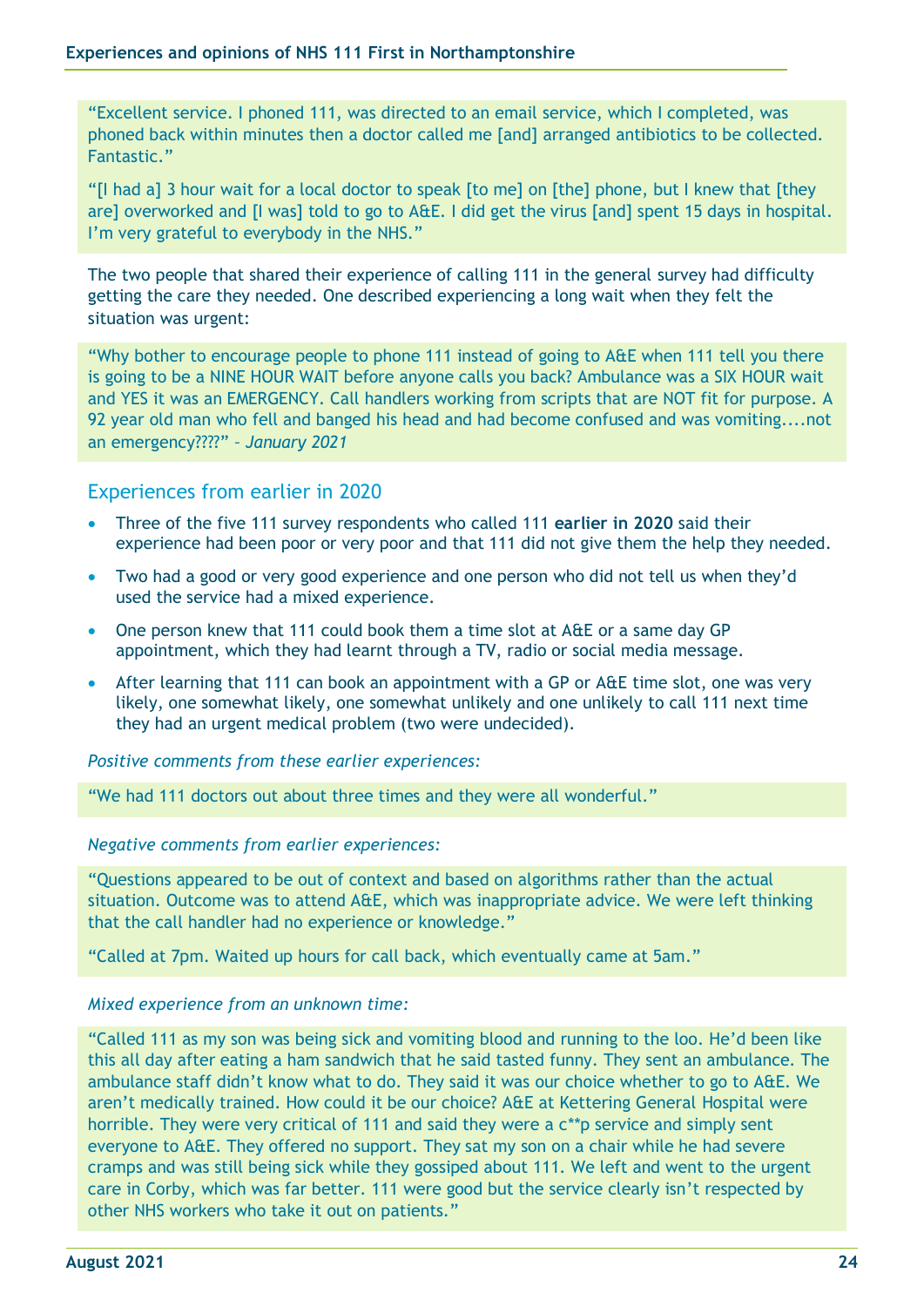"Excellent service. I phoned 111, was directed to an email service, which I completed, was phoned back within minutes then a doctor called me [and] arranged antibiotics to be collected. Fantastic."

"[I had a] 3 hour wait for a local doctor to speak [to me] on [the] phone, but I knew that [they are] overworked and [I was] told to go to A&E. I did get the virus [and] spent 15 days in hospital. I'm very grateful to everybody in the NHS."

The two people that shared their experience of calling 111 in the general survey had difficulty getting the care they needed. One described experiencing a long wait when they felt the situation was urgent:

"Why bother to encourage people to phone 111 instead of going to A&E when 111 tell you there is going to be a NINE HOUR WAIT before anyone calls you back? Ambulance was a SIX HOUR wait and YES it was an EMERGENCY. Call handlers working from scripts that are NOT fit for purpose. A 92 year old man who fell and banged his head and had become confused and was vomiting....not an emergency????" – *January 2021*

## Experiences from earlier in 2020

- Three of the five 111 survey respondents who called 111 **earlier in 2020** said their experience had been poor or very poor and that 111 did not give them the help they needed.
- Two had a good or very good experience and one person who did not tell us when they'd used the service had a mixed experience.
- One person knew that 111 could book them a time slot at A&E or a same day GP appointment, which they had learnt through a TV, radio or social media message.
- After learning that 111 can book an appointment with a GP or A&E time slot, one was very likely, one somewhat likely, one somewhat unlikely and one unlikely to call 111 next time they had an urgent medical problem (two were undecided).

*Positive comments from these earlier experiences:*

"We had 111 doctors out about three times and they were all wonderful."

*Negative comments from earlier experiences:*

"Questions appeared to be out of context and based on algorithms rather than the actual situation. Outcome was to attend A&E, which was inappropriate advice. We were left thinking that the call handler had no experience or knowledge."

"Called at 7pm. Waited up hours for call back, which eventually came at 5am."

*Mixed experience from an unknown time:*

"Called 111 as my son was being sick and vomiting blood and running to the loo. He'd been like this all day after eating a ham sandwich that he said tasted funny. They sent an ambulance. The ambulance staff didn't know what to do. They said it was our choice whether to go to A&E. We aren't medically trained. How could it be our choice? A&E at Kettering General Hospital were horrible. They were very critical of 111 and said they were a c**p service and simply sent everyone to A&E. They offered no support. They sat my son on a chair while he had severe cramps and was still being sick while they gossiped about 111. We left and went to the urgent care in Corby, which was far better. 111 were good but the service clearly isn't respected by other NHS workers who take it out on patients."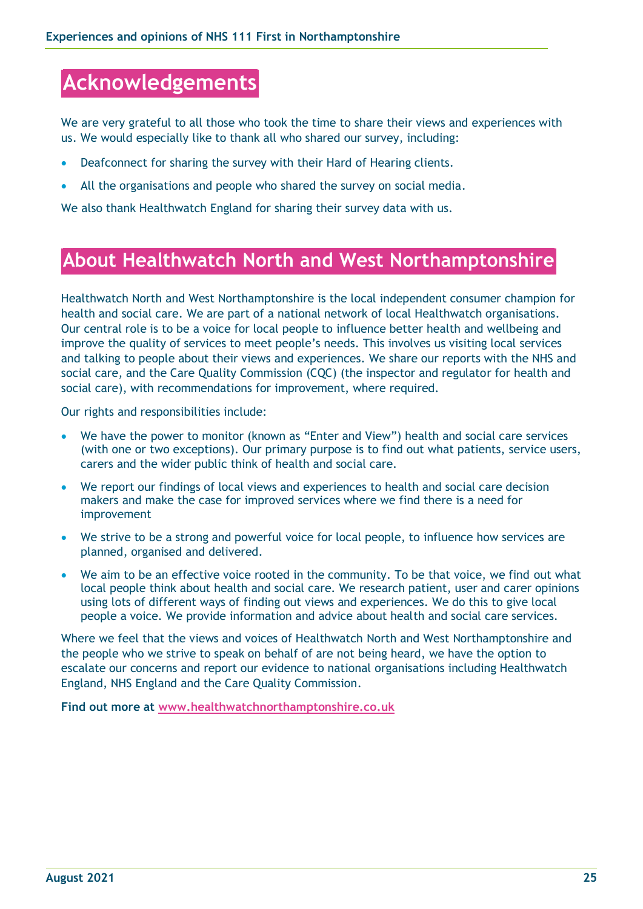# Acknowledgements

We are very grateful to all those who took the time to share their views and experiences with us. We would especially like to thank all who shared our survey, including:

- Deafconnect for sharing the survey with their Hard of Hearing clients.
- All the organisations and people who shared the survey on social media.

We also thank Healthwatch England for sharing their survey data with us.

# About Healthwatch North and West Northamptonshire

Healthwatch North and West Northamptonshire is the local independent consumer champion for health and social care. We are part of a national network of local Healthwatch organisations. Our central role is to be a voice for local people to influence better health and wellbeing and improve the quality of services to meet people's needs. This involves us visiting local services and talking to people about their views and experiences. We share our reports with the NHS and social care, and the Care Quality Commission (CQC) (the inspector and regulator for health and social care), with recommendations for improvement, where required.

Our rights and responsibilities include:

- We have the power to monitor (known as "Enter and View") health and social care services (with one or two exceptions). Our primary purpose is to find out what patients, service users, carers and the wider public think of health and social care.
- We report our findings of local views and experiences to health and social care decision makers and make the case for improved services where we find there is a need for improvement
- We strive to be a strong and powerful voice for local people, to influence how services are planned, organised and delivered.
- We aim to be an effective voice rooted in the community. To be that voice, we find out what local people think about health and social care. We research patient, user and carer opinions using lots of different ways of finding out views and experiences. We do this to give local people a voice. We provide information and advice about health and social care services.

Where we feel that the views and voices of Healthwatch North and West Northamptonshire and the people who we strive to speak on behalf of are not being heard, we have the option to escalate our concerns and report our evidence to national organisations including Healthwatch England, NHS England and the Care Quality Commission.

**Find out more at www.healthwatchnorthamptonshire.co.uk**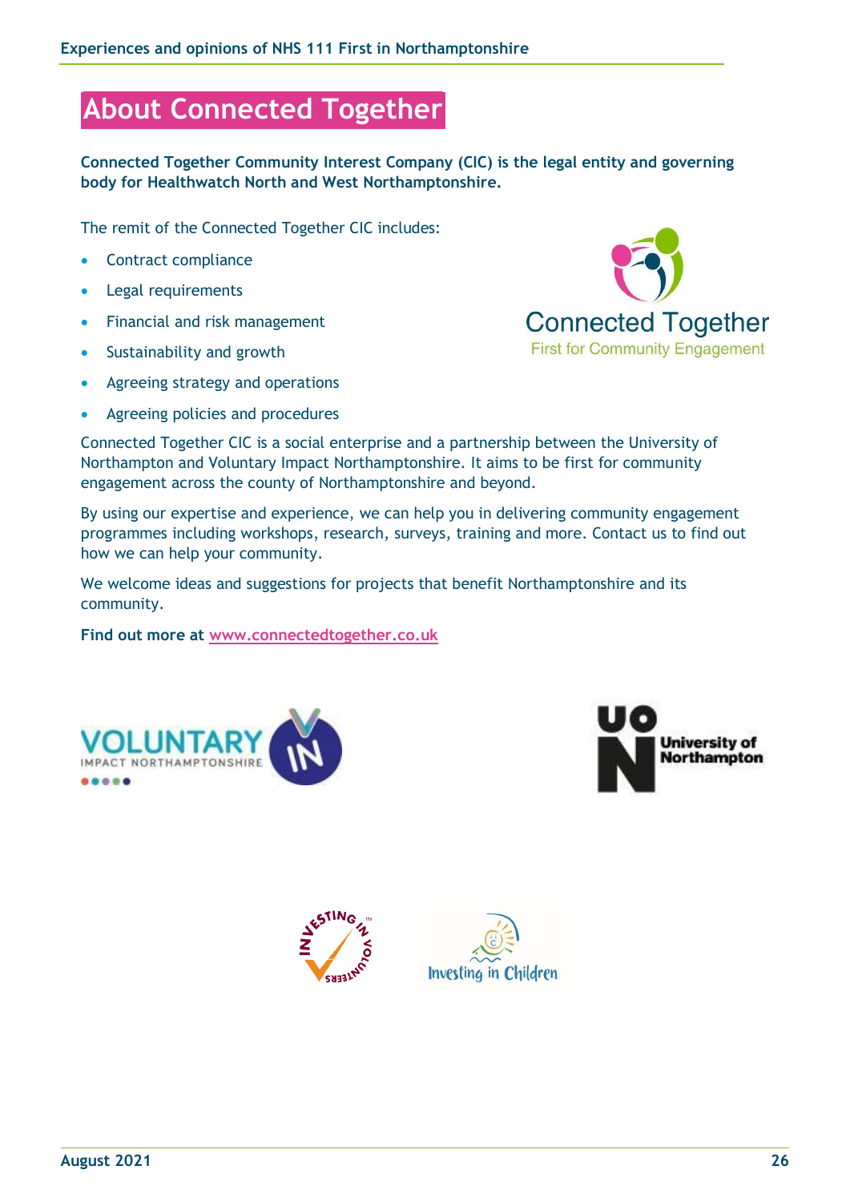# About Connected Together

**Connected Together Community Interest Company (CIC) is the legal entity and governing body for Healthwatch North and West Northamptonshire.**

The remit of the Connected Together CIC includes:

- Contract compliance
- Legal requirements
- Financial and risk management
- Sustainability and growth
- Agreeing strategy and operations
- Agreeing policies and procedures

Connected Together CIC is a social enterprise and a partnership between the University of Northampton and Voluntary Impact Northamptonshire. It aims to be first for community engagement across the county of Northamptonshire and beyond.

By using our expertise and experience, we can help you in delivering community engagement programmes including workshops, research, surveys, training and more. Contact us to find out how we can help your community.

We welcome ideas and suggestions for projects that benefit Northamptonshire and its community.

**Find out more at** [www.connectedtogether.co.uk](http://www.connectedtogether.co.uk)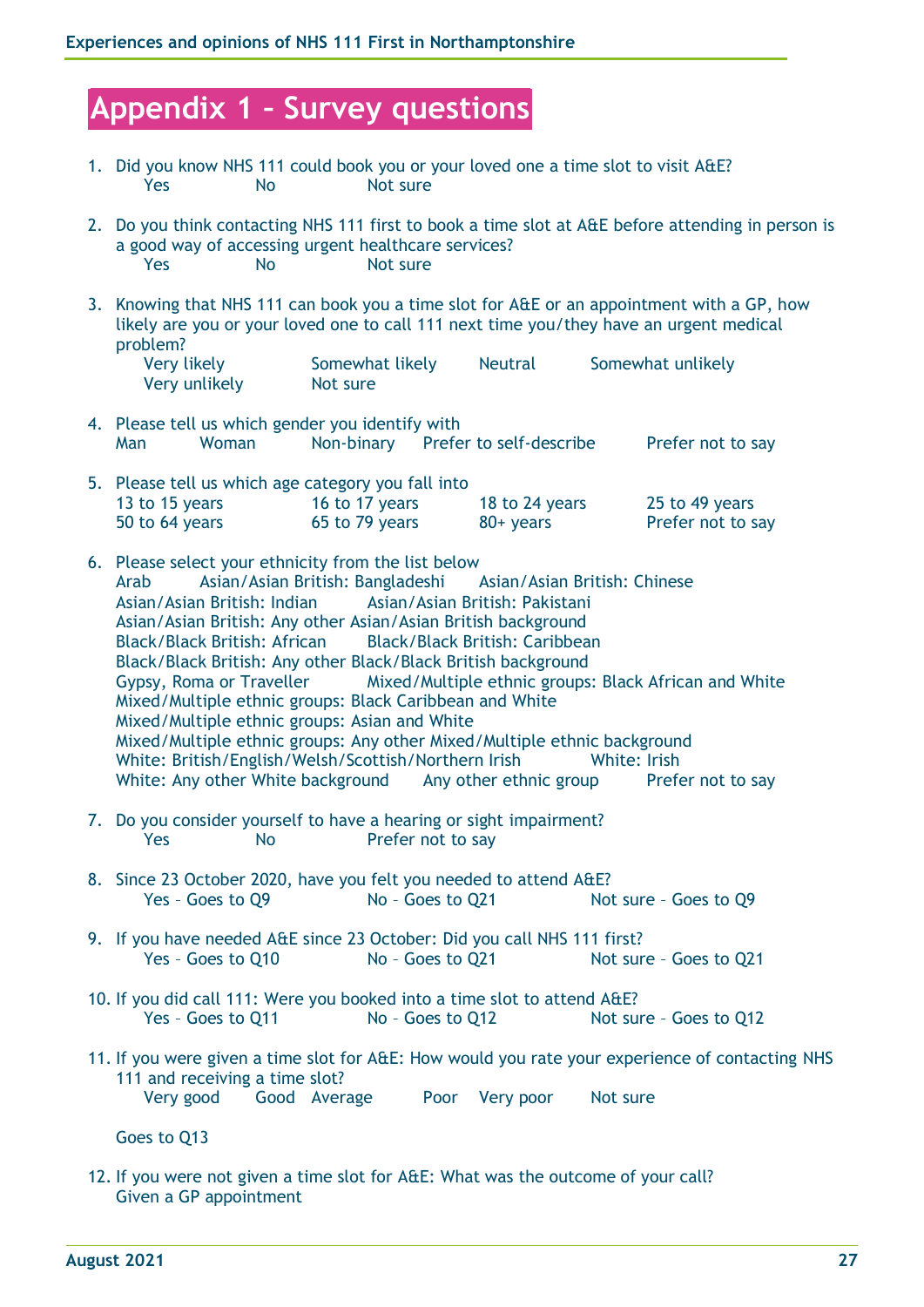# Appendix 1 – Survey questions

1. Did you know NHS 111 could book you or your loved one a time slot to visit A&E?
   Yes   No   Not sure

2. Do you think contacting NHS 111 first to book a time slot at A&E before attending in person is a good way of accessing urgent healthcare services?
   Yes   No   Not sure

3. Knowing that NHS 111 can book you a time slot for A&E or an appointment with a GP, how likely are you or your loved one to call 111 next time you/they have an urgent medical problem?
   Very likely   Somewhat likely   Neutral   Somewhat unlikely
   Very unlikely   Not sure

4. Please tell us which gender you identify with
   Man   Woman   Non-binary   Prefer to self-describe   Prefer not to say

5. Please tell us which age category you fall into
   13 to 15 years   16 to 17 years   18 to 24 years   25 to 49 years
   50 to 64 years   65 to 79 years   80+ years   Prefer not to say

6. Please select your ethnicity from the list below
   Arab   Asian/Asian British: Bangladeshi   Asian/Asian British: Chinese
   Asian/Asian British: Indian   Asian/Asian British: Pakistani
   Asian/Asian British: Any other Asian/Asian British background
   Black/Black British: African   Black/Black British: Caribbean
   Black/Black British: Any other Black/Black British background
   Gypsy, Roma or Traveller   Mixed/Multiple ethnic groups: Black African and White
   Mixed/Multiple ethnic groups: Black Caribbean and White
   Mixed/Multiple ethnic groups: Asian and White
   Mixed/Multiple ethnic groups: Any other Mixed/Multiple ethnic background
   White: British/English/Welsh/Scottish/Northern Irish   White: Irish
   White: Any other White background   Any other ethnic group   Prefer not to say

7. Do you consider yourself to have a hearing or sight impairment?
   Yes   No   Prefer not to say

8. Since 23 October 2020, have you felt you needed to attend A&E?
   Yes – Goes to Q9   No – Goes to Q21   Not sure – Goes to Q9

9. If you have needed A&E since 23 October: Did you call NHS 111 first?
   Yes – Goes to Q10   No – Goes to Q21   Not sure – Goes to Q21

10. If you did call 111: Were you booked into a time slot to attend A&E?
    Yes – Goes to Q11   No – Goes to Q12   Not sure – Goes to Q12

11. If you were given a time slot for A&E: How would you rate your experience of contacting NHS 111 and receiving a time slot?
    Very good   Good   Average   Poor   Very poor   Not sure

    Goes to Q13

12. If you were not given a time slot for A&E: What was the outcome of your call?
    Given a GP appointment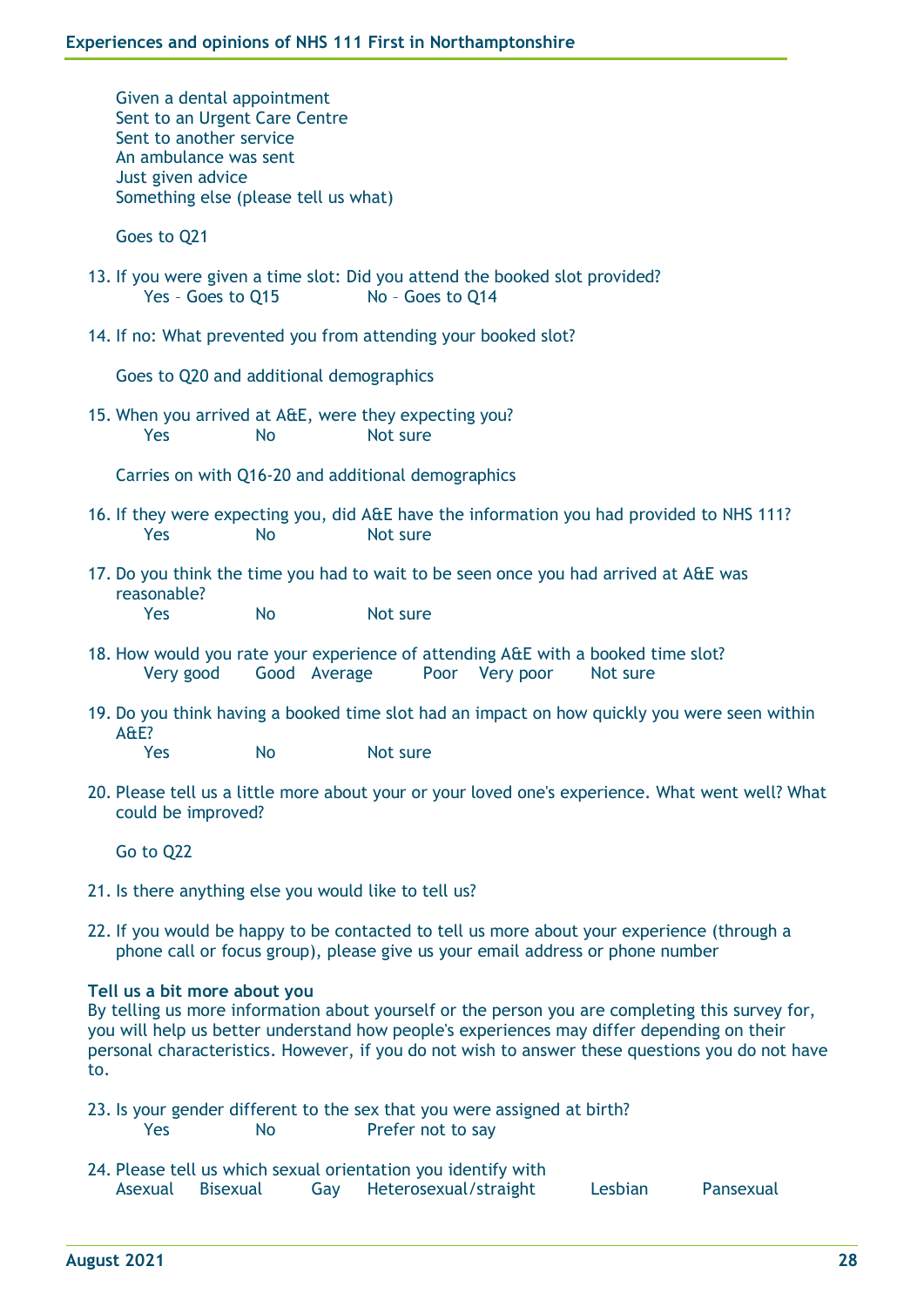Given a dental appointment
Sent to an Urgent Care Centre
Sent to another service
An ambulance was sent
Just given advice
Something else (please tell us what)

Goes to Q21

13. If you were given a time slot: Did you attend the booked slot provided?
    Yes – Goes to Q15 &nbsp;&nbsp;&nbsp; No – Goes to Q14

14. If no: What prevented you from attending your booked slot?

    Goes to Q20 and additional demographics

15. When you arrived at A&E, were they expecting you?
    Yes &nbsp;&nbsp;&nbsp; No &nbsp;&nbsp;&nbsp; Not sure

    Carries on with Q16-20 and additional demographics

16. If they were expecting you, did A&E have the information you had provided to NHS 111?
    Yes &nbsp;&nbsp;&nbsp; No &nbsp;&nbsp;&nbsp; Not sure

17. Do you think the time you had to wait to be seen once you had arrived at A&E was reasonable?
    Yes &nbsp;&nbsp;&nbsp; No &nbsp;&nbsp;&nbsp; Not sure

18. How would you rate your experience of attending A&E with a booked time slot?
    Very good &nbsp;&nbsp;&nbsp; Good &nbsp;&nbsp;&nbsp; Average &nbsp;&nbsp;&nbsp; Poor &nbsp;&nbsp;&nbsp; Very poor &nbsp;&nbsp;&nbsp; Not sure

19. Do you think having a booked time slot had an impact on how quickly you were seen within A&E?
    Yes &nbsp;&nbsp;&nbsp; No &nbsp;&nbsp;&nbsp; Not sure

20. Please tell us a little more about your or your loved one's experience. What went well? What could be improved?

    Go to Q22

21. Is there anything else you would like to tell us?

22. If you would be happy to be contacted to tell us more about your experience (through a phone call or focus group), please give us your email address or phone number

**Tell us a bit more about you**
By telling us more information about yourself or the person you are completing this survey for, you will help us better understand how people's experiences may differ depending on their personal characteristics. However, if you do not wish to answer these questions you do not have to.

23. Is your gender different to the sex that you were assigned at birth?
    Yes &nbsp;&nbsp;&nbsp; No &nbsp;&nbsp;&nbsp; Prefer not to say

24. Please tell us which sexual orientation you identify with
    Asexual &nbsp;&nbsp;&nbsp; Bisexual &nbsp;&nbsp;&nbsp; Gay &nbsp;&nbsp;&nbsp; Heterosexual/straight &nbsp;&nbsp;&nbsp; Lesbian &nbsp;&nbsp;&nbsp; Pansexual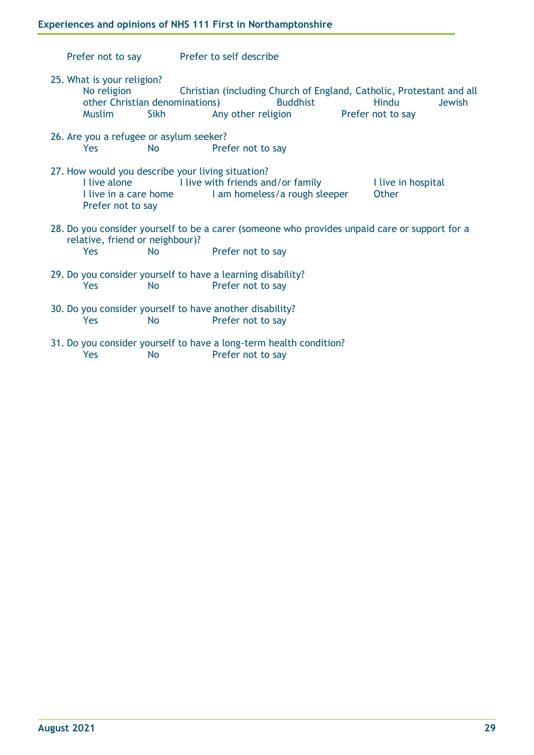Prefer not to say    Prefer to self describe

25. What is your religion?
    No religion    Christian (including Church of England, Catholic, Protestant and all other Christian denominations)    Buddhist    Hindu    Jewish
    Muslim    Sikh    Any other religion    Prefer not to say

26. Are you a refugee or asylum seeker?
    Yes    No    Prefer not to say

27. How would you describe your living situation?
    I live alone    I live with friends and/or family    I live in hospital
    I live in a care home    I am homeless/a rough sleeper    Other
    Prefer not to say

28. Do you consider yourself to be a carer (someone who provides unpaid care or support for a relative, friend or neighbour)?
    Yes    No    Prefer not to say

29. Do you consider yourself to have a learning disability?
    Yes    No    Prefer not to say

30. Do you consider yourself to have another disability?
    Yes    No    Prefer not to say

31. Do you consider yourself to have a long-term health condition?
    Yes    No    Prefer not to say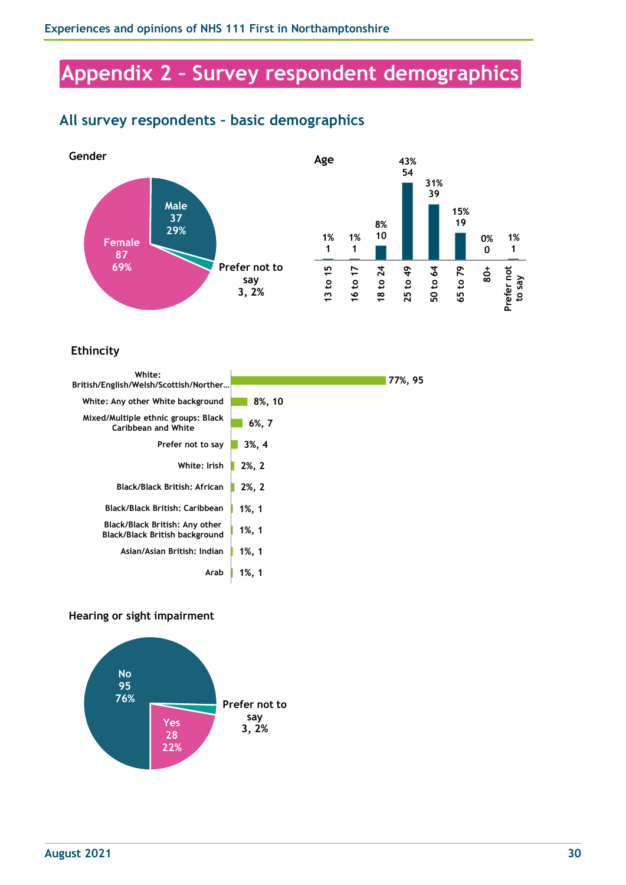# Appendix 2 – Survey respondent demographics

## All survey respondents – basic demographics

**Gender**

| Gender | Number | Percentage |
|---|---|---|
| Female | 87 | 69% |
| Male | 37 | 29% |
| Prefer not to say | 3 | 2% |

**Age**

| Age | Number | Percentage |
|---|---|---|
| 13 to 15 | 1 | 1% |
| 16 to 17 | 1 | 1% |
| 18 to 24 | 10 | 8% |
| 25 to 49 | 54 | 43% |
| 50 to 64 | 39 | 31% |
| 65 to 79 | 19 | 15% |
| 80+ | 0 | 0% |
| Prefer not to say | 1 | 1% |

**Ethincity**

| Ethnicity | Percentage, Number |
|---|---|
| White: British/English/Welsh/Scottish/Norther… | 77%, 95 |
| White: Any other White background | 8%, 10 |
| Mixed/Multiple ethnic groups: Black Caribbean and White | 6%, 7 |
| Prefer not to say | 3%, 4 |
| White: Irish | 2%, 2 |
| Black/Black British: African | 2%, 2 |
| Black/Black British: Caribbean | 1%, 1 |
| Black/Black British: Any other Black/Black British background | 1%, 1 |
| Asian/Asian British: Indian | 1%, 1 |
| Arab | 1%, 1 |

**Hearing or sight impairment**

| Hearing or sight impairment | Number | Percentage |
|---|---|---|
| No | 95 | 76% |
| Yes | 28 | 22% |
| Prefer not to say | 3 | 2% |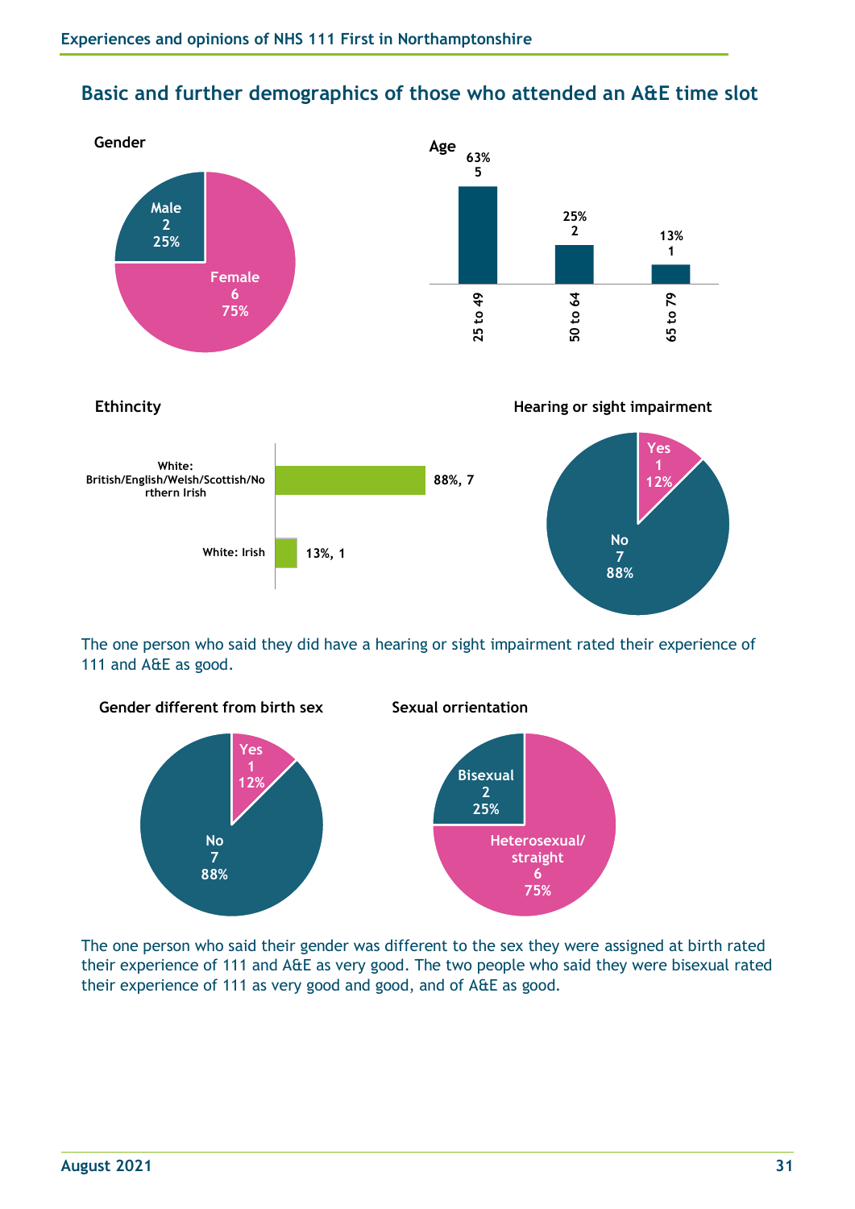## Basic and further demographics of those who attended an A&E time slot

**Gender**

| Gender | Count | % |
|---|---|---|
| Male | 2 | 25% |
| Female | 6 | 75% |

**Age**

| Age | Count | % |
|---|---|---|
| 25 to 49 | 5 | 63% |
| 50 to 64 | 2 | 25% |
| 65 to 79 | 1 | 13% |

**Ethincity**

| Ethnicity | % | Count |
|---|---|---|
| White: British/English/Welsh/Scottish/Northern Irish | 88% | 7 |
| White: Irish | 13% | 1 |

**Hearing or sight impairment**

| Response | Count | % |
|---|---|---|
| Yes | 1 | 12% |
| No | 7 | 88% |

The one person who said they did have a hearing or sight impairment rated their experience of 111 and A&E as good.

**Gender different from birth sex**

| Response | Count | % |
|---|---|---|
| Yes | 1 | 12% |
| No | 7 | 88% |

**Sexual orrientation**

| Response | Count | % |
|---|---|---|
| Bisexual | 2 | 25% |
| Heterosexual/straight | 6 | 75% |

The one person who said their gender was different to the sex they were assigned at birth rated their experience of 111 and A&E as very good. The two people who said they were bisexual rated their experience of 111 as very good and good, and of A&E as good.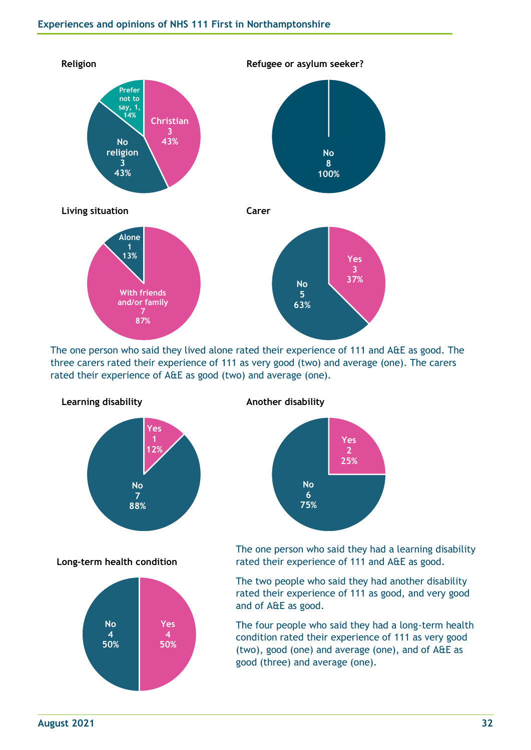**Religion**

Christian 3 43%
No religion 3 43%
Prefer not to say, 1, 14%

**Refugee or asylum seeker?**

No 8 100%

**Living situation**

Alone 1 13%
With friends and/or family 7 87%

**Carer**

Yes 3 37%
No 5 63%

The one person who said they lived alone rated their experience of 111 and A&E as good. The three carers rated their experience of 111 as very good (two) and average (one). The carers rated their experience of A&E as good (two) and average (one).

**Learning disability**

Yes 1 12%
No 7 88%

**Another disability**

Yes 2 25%
No 6 75%

**Long-term health condition**

No 4 50%
Yes 4 50%

The one person who said they had a learning disability rated their experience of 111 and A&E as good.

The two people who said they had another disability rated their experience of 111 as good, and very good and of A&E as good.

The four people who said they had a long-term health condition rated their experience of 111 as very good (two), good (one) and average (one), and of A&E as good (three) and average (one).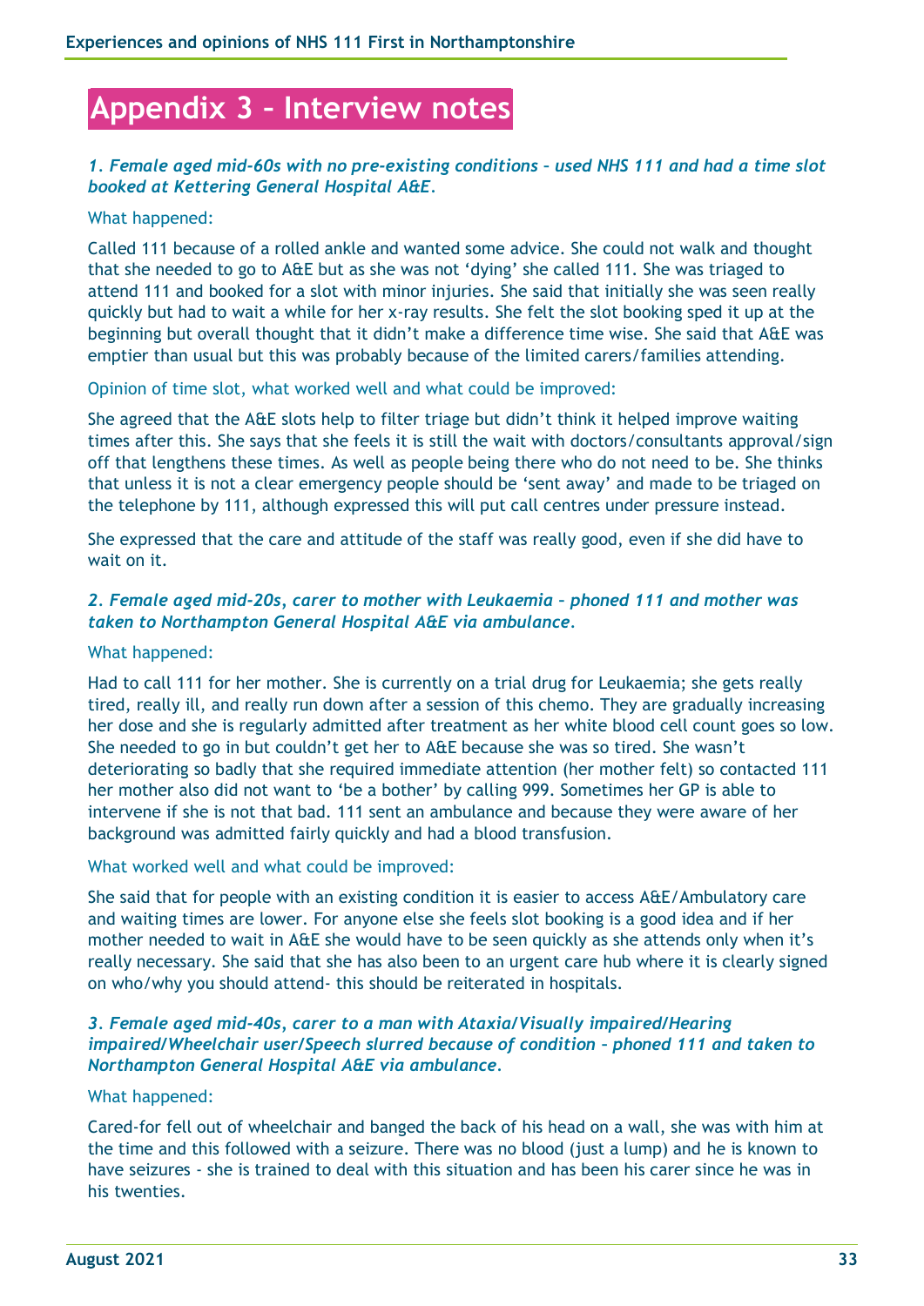# Appendix 3 – Interview notes

***1. Female aged mid-60s with no pre-existing conditions – used NHS 111 and had a time slot booked at Kettering General Hospital A&E.***

What happened:

Called 111 because of a rolled ankle and wanted some advice. She could not walk and thought that she needed to go to A&E but as she was not 'dying' she called 111. She was triaged to attend 111 and booked for a slot with minor injuries. She said that initially she was seen really quickly but had to wait a while for her x-ray results. She felt the slot booking sped it up at the beginning but overall thought that it didn't make a difference time wise. She said that A&E was emptier than usual but this was probably because of the limited carers/families attending.

Opinion of time slot, what worked well and what could be improved:

She agreed that the A&E slots help to filter triage but didn't think it helped improve waiting times after this. She says that she feels it is still the wait with doctors/consultants approval/sign off that lengthens these times. As well as people being there who do not need to be. She thinks that unless it is not a clear emergency people should be 'sent away' and made to be triaged on the telephone by 111, although expressed this will put call centres under pressure instead.

She expressed that the care and attitude of the staff was really good, even if she did have to wait on it.

***2. Female aged mid-20s, carer to mother with Leukaemia – phoned 111 and mother was taken to Northampton General Hospital A&E via ambulance.***

What happened:

Had to call 111 for her mother. She is currently on a trial drug for Leukaemia; she gets really tired, really ill, and really run down after a session of this chemo. They are gradually increasing her dose and she is regularly admitted after treatment as her white blood cell count goes so low. She needed to go in but couldn't get her to A&E because she was so tired. She wasn't deteriorating so badly that she required immediate attention (her mother felt) so contacted 111 her mother also did not want to 'be a bother' by calling 999. Sometimes her GP is able to intervene if she is not that bad. 111 sent an ambulance and because they were aware of her background was admitted fairly quickly and had a blood transfusion.

What worked well and what could be improved:

She said that for people with an existing condition it is easier to access A&E/Ambulatory care and waiting times are lower. For anyone else she feels slot booking is a good idea and if her mother needed to wait in A&E she would have to be seen quickly as she attends only when it's really necessary. She said that she has also been to an urgent care hub where it is clearly signed on who/why you should attend- this should be reiterated in hospitals.

***3. Female aged mid-40s, carer to a man with Ataxia/Visually impaired/Hearing impaired/Wheelchair user/Speech slurred because of condition – phoned 111 and taken to Northampton General Hospital A&E via ambulance.***

What happened:

Cared-for fell out of wheelchair and banged the back of his head on a wall, she was with him at the time and this followed with a seizure. There was no blood (just a lump) and he is known to have seizures - she is trained to deal with this situation and has been his carer since he was in his twenties.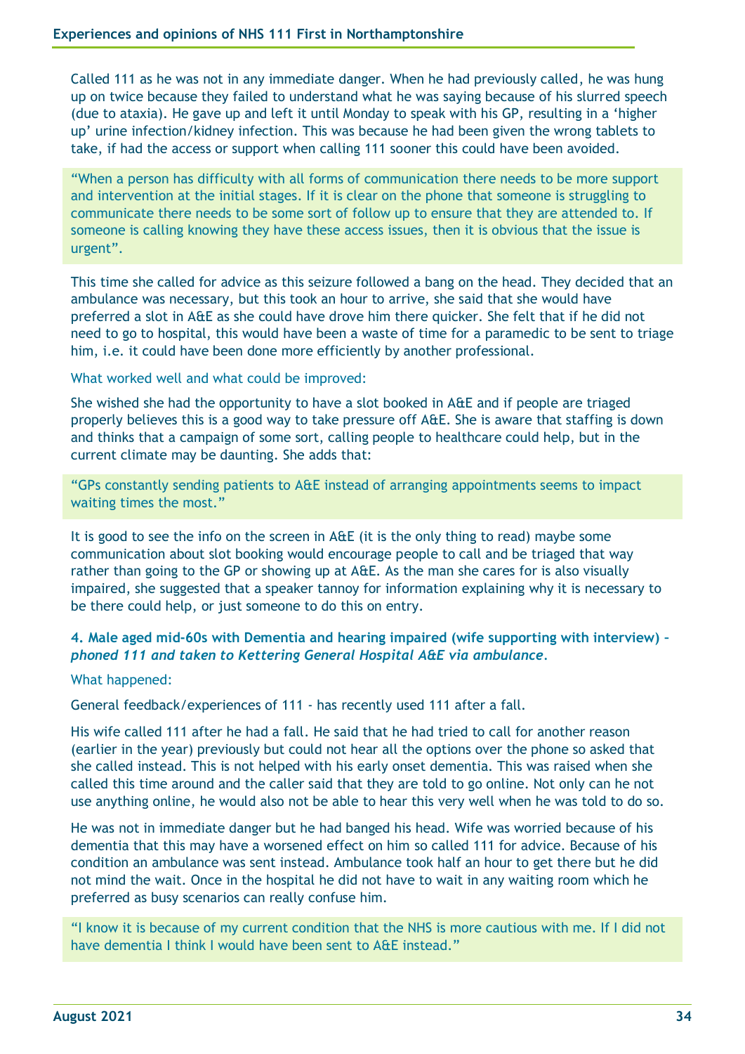Called 111 as he was not in any immediate danger. When he had previously called, he was hung up on twice because they failed to understand what he was saying because of his slurred speech (due to ataxia). He gave up and left it until Monday to speak with his GP, resulting in a 'higher up' urine infection/kidney infection. This was because he had been given the wrong tablets to take, if had the access or support when calling 111 sooner this could have been avoided.

> "When a person has difficulty with all forms of communication there needs to be more support and intervention at the initial stages. If it is clear on the phone that someone is struggling to communicate there needs to be some sort of follow up to ensure that they are attended to. If someone is calling knowing they have these access issues, then it is obvious that the issue is urgent".

This time she called for advice as this seizure followed a bang on the head. They decided that an ambulance was necessary, but this took an hour to arrive, she said that she would have preferred a slot in A&E as she could have drove him there quicker. She felt that if he did not need to go to hospital, this would have been a waste of time for a paramedic to be sent to triage him, i.e. it could have been done more efficiently by another professional.

What worked well and what could be improved:

She wished she had the opportunity to have a slot booked in A&E and if people are triaged properly believes this is a good way to take pressure off A&E. She is aware that staffing is down and thinks that a campaign of some sort, calling people to healthcare could help, but in the current climate may be daunting. She adds that:

> "GPs constantly sending patients to A&E instead of arranging appointments seems to impact waiting times the most."

It is good to see the info on the screen in A&E (it is the only thing to read) maybe some communication about slot booking would encourage people to call and be triaged that way rather than going to the GP or showing up at A&E. As the man she cares for is also visually impaired, she suggested that a speaker tannoy for information explaining why it is necessary to be there could help, or just someone to do this on entry.

**4. Male aged mid-60s with Dementia and hearing impaired (wife supporting with interview) –** ***phoned 111 and taken to Kettering General Hospital A&E via ambulance*****.**

What happened:

General feedback/experiences of 111 - has recently used 111 after a fall.

His wife called 111 after he had a fall. He said that he had tried to call for another reason (earlier in the year) previously but could not hear all the options over the phone so asked that she called instead. This is not helped with his early onset dementia. This was raised when she called this time around and the caller said that they are told to go online. Not only can he not use anything online, he would also not be able to hear this very well when he was told to do so.

He was not in immediate danger but he had banged his head. Wife was worried because of his dementia that this may have a worsened effect on him so called 111 for advice. Because of his condition an ambulance was sent instead. Ambulance took half an hour to get there but he did not mind the wait. Once in the hospital he did not have to wait in any waiting room which he preferred as busy scenarios can really confuse him.

> "I know it is because of my current condition that the NHS is more cautious with me. If I did not have dementia I think I would have been sent to A&E instead."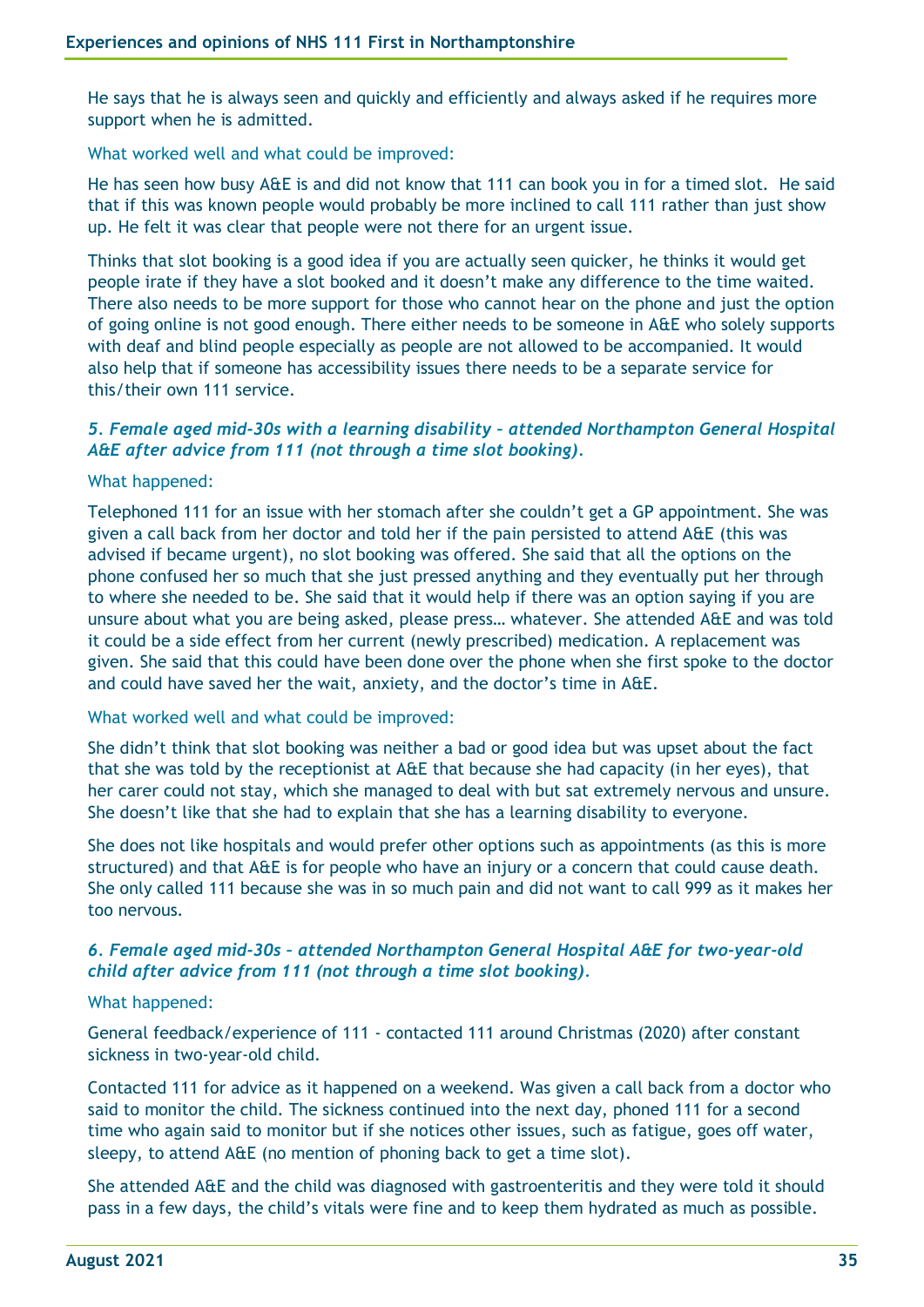He says that he is always seen and quickly and efficiently and always asked if he requires more support when he is admitted.

What worked well and what could be improved:

He has seen how busy A&E is and did not know that 111 can book you in for a timed slot. He said that if this was known people would probably be more inclined to call 111 rather than just show up. He felt it was clear that people were not there for an urgent issue.

Thinks that slot booking is a good idea if you are actually seen quicker, he thinks it would get people irate if they have a slot booked and it doesn't make any difference to the time waited. There also needs to be more support for those who cannot hear on the phone and just the option of going online is not good enough. There either needs to be someone in A&E who solely supports with deaf and blind people especially as people are not allowed to be accompanied. It would also help that if someone has accessibility issues there needs to be a separate service for this/their own 111 service.

***5. Female aged mid-30s with a learning disability – attended Northampton General Hospital A&E after advice from 111 (not through a time slot booking).***

What happened:

Telephoned 111 for an issue with her stomach after she couldn't get a GP appointment. She was given a call back from her doctor and told her if the pain persisted to attend A&E (this was advised if became urgent), no slot booking was offered. She said that all the options on the phone confused her so much that she just pressed anything and they eventually put her through to where she needed to be. She said that it would help if there was an option saying if you are unsure about what you are being asked, please press… whatever. She attended A&E and was told it could be a side effect from her current (newly prescribed) medication. A replacement was given. She said that this could have been done over the phone when she first spoke to the doctor and could have saved her the wait, anxiety, and the doctor's time in A&E.

What worked well and what could be improved:

She didn't think that slot booking was neither a bad or good idea but was upset about the fact that she was told by the receptionist at A&E that because she had capacity (in her eyes), that her carer could not stay, which she managed to deal with but sat extremely nervous and unsure. She doesn't like that she had to explain that she has a learning disability to everyone.

She does not like hospitals and would prefer other options such as appointments (as this is more structured) and that A&E is for people who have an injury or a concern that could cause death. She only called 111 because she was in so much pain and did not want to call 999 as it makes her too nervous.

***6. Female aged mid-30s – attended Northampton General Hospital A&E for two-year-old child after advice from 111 (not through a time slot booking).***

What happened:

General feedback/experience of 111 - contacted 111 around Christmas (2020) after constant sickness in two-year-old child.

Contacted 111 for advice as it happened on a weekend. Was given a call back from a doctor who said to monitor the child. The sickness continued into the next day, phoned 111 for a second time who again said to monitor but if she notices other issues, such as fatigue, goes off water, sleepy, to attend A&E (no mention of phoning back to get a time slot).

She attended A&E and the child was diagnosed with gastroenteritis and they were told it should pass in a few days, the child's vitals were fine and to keep them hydrated as much as possible.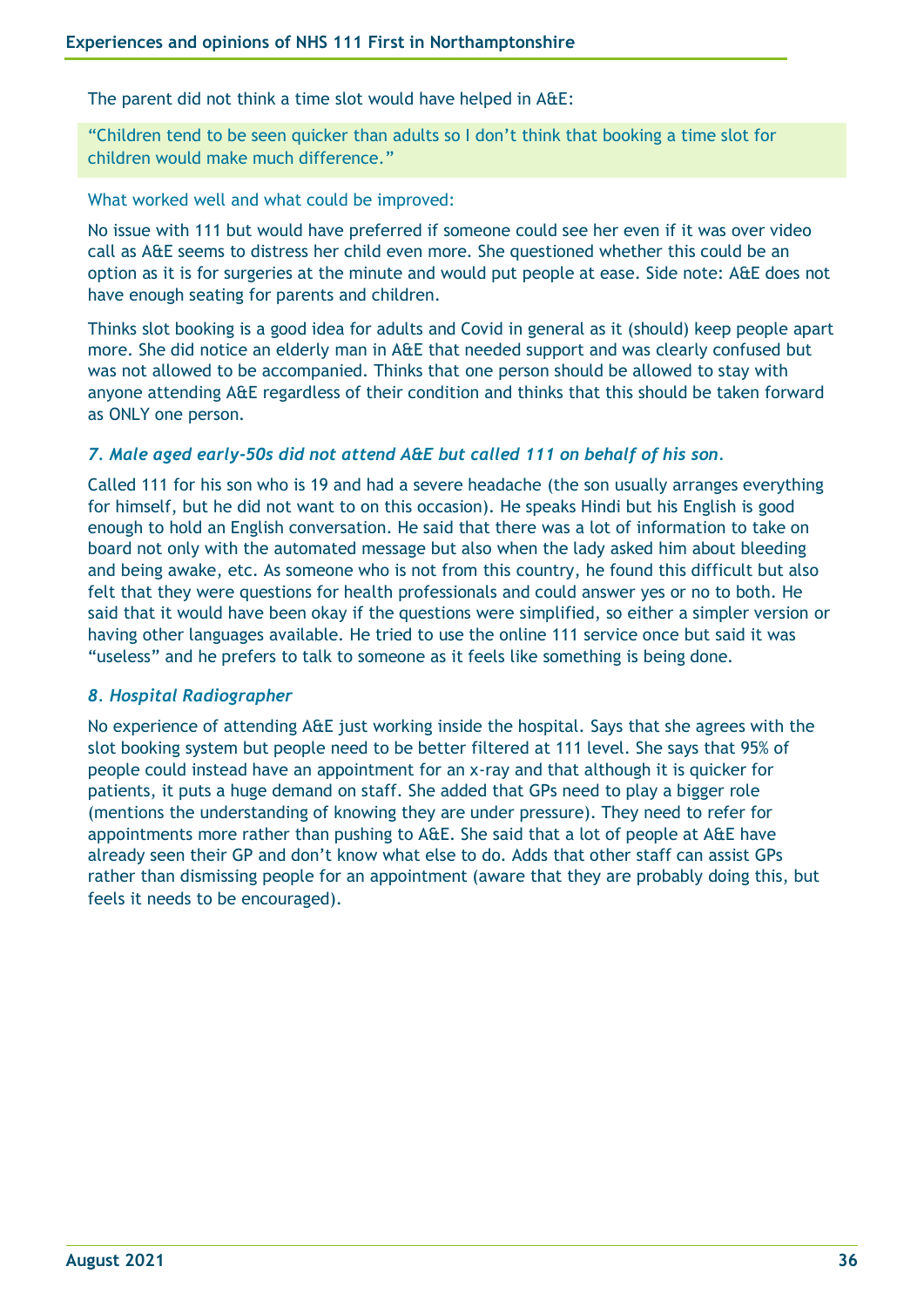The parent did not think a time slot would have helped in A&E:

> "Children tend to be seen quicker than adults so I don't think that booking a time slot for children would make much difference."

What worked well and what could be improved:

No issue with 111 but would have preferred if someone could see her even if it was over video call as A&E seems to distress her child even more. She questioned whether this could be an option as it is for surgeries at the minute and would put people at ease. Side note: A&E does not have enough seating for parents and children.

Thinks slot booking is a good idea for adults and Covid in general as it (should) keep people apart more. She did notice an elderly man in A&E that needed support and was clearly confused but was not allowed to be accompanied. Thinks that one person should be allowed to stay with anyone attending A&E regardless of their condition and thinks that this should be taken forward as ONLY one person.

### *7. Male aged early-50s did not attend A&E but called 111 on behalf of his son.*

Called 111 for his son who is 19 and had a severe headache (the son usually arranges everything for himself, but he did not want to on this occasion). He speaks Hindi but his English is good enough to hold an English conversation. He said that there was a lot of information to take on board not only with the automated message but also when the lady asked him about bleeding and being awake, etc. As someone who is not from this country, he found this difficult but also felt that they were questions for health professionals and could answer yes or no to both. He said that it would have been okay if the questions were simplified, so either a simpler version or having other languages available. He tried to use the online 111 service once but said it was "useless" and he prefers to talk to someone as it feels like something is being done.

### *8. Hospital Radiographer*

No experience of attending A&E just working inside the hospital. Says that she agrees with the slot booking system but people need to be better filtered at 111 level. She says that 95% of people could instead have an appointment for an x-ray and that although it is quicker for patients, it puts a huge demand on staff. She added that GPs need to play a bigger role (mentions the understanding of knowing they are under pressure). They need to refer for appointments more rather than pushing to A&E. She said that a lot of people at A&E have already seen their GP and don't know what else to do. Adds that other staff can assist GPs rather than dismissing people for an appointment (aware that they are probably doing this, but feels it needs to be encouraged).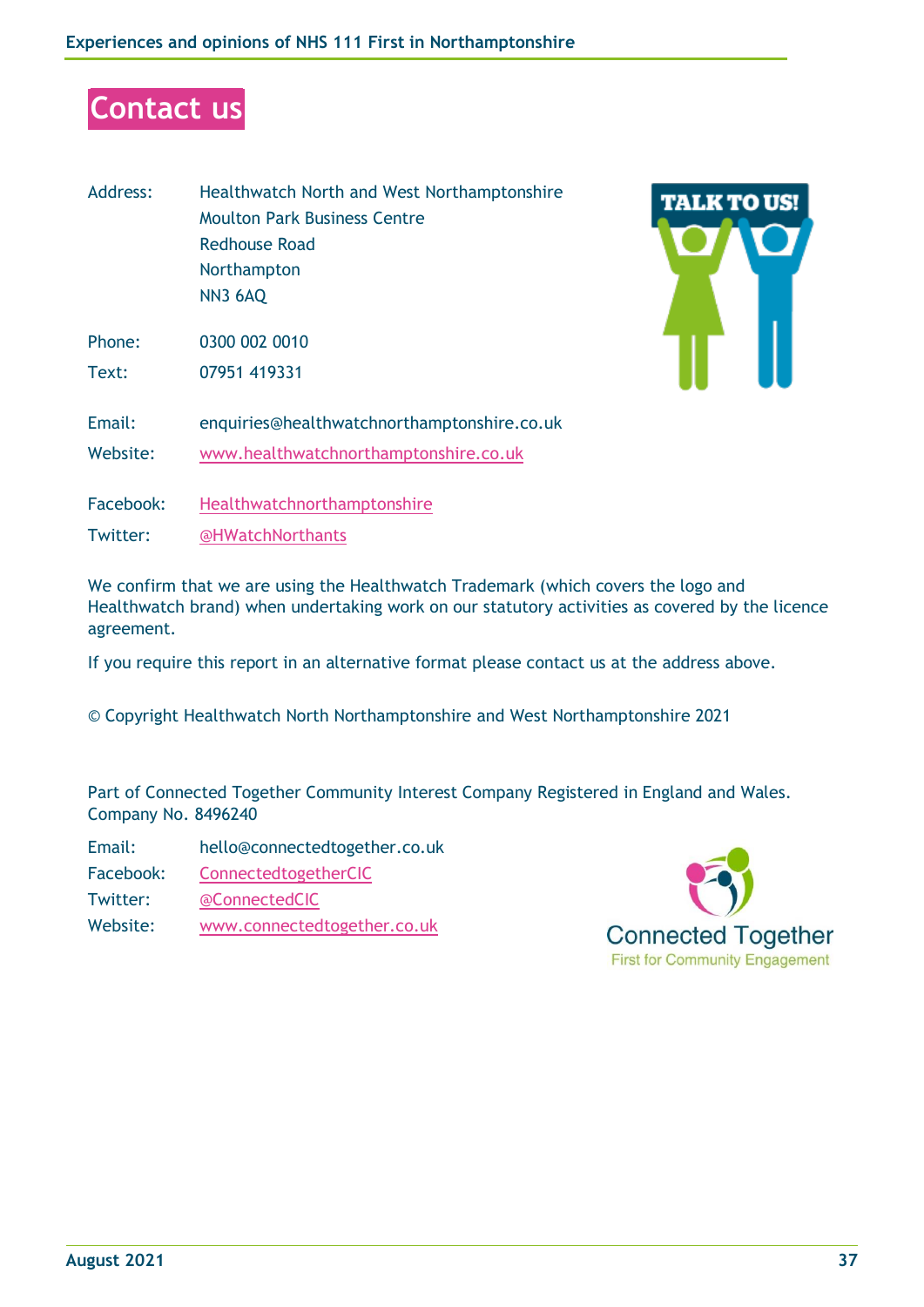# Contact us

| | |
|---|---|
| Address: | Healthwatch North and West Northamptonshire<br>Moulton Park Business Centre<br>Redhouse Road<br>Northampton<br>NN3 6AQ |
| Phone: | 0300 002 0010 |
| Text: | 07951 419331 |
| Email: | enquiries@healthwatchnorthamptonshire.co.uk |
| Website: | www.healthwatchnorthamptonshire.co.uk |
| Facebook: | Healthwatchnorthamptonshire |
| Twitter: | @HWatchNorthants |

We confirm that we are using the Healthwatch Trademark (which covers the logo and Healthwatch brand) when undertaking work on our statutory activities as covered by the licence agreement.

If you require this report in an alternative format please contact us at the address above.

© Copyright Healthwatch North Northamptonshire and West Northamptonshire 2021

Part of Connected Together Community Interest Company Registered in England and Wales. Company No. 8496240

| | |
|---|---|
| Email: | hello@connectedtogether.co.uk |
| Facebook: | ConnectedtogetherCIC |
| Twitter: | @ConnectedCIC |
| Website: | www.connectedtogether.co.uk |

Connected Together
First for Community Engagement